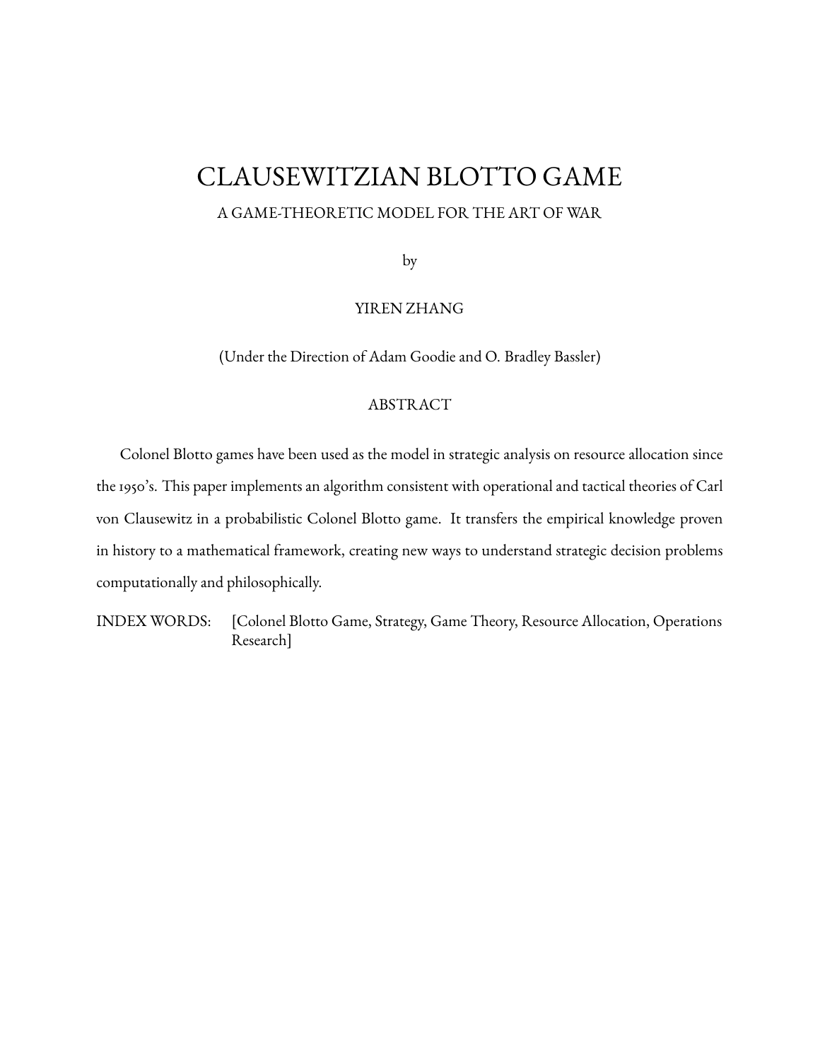# CLAUSEWITZIAN BLOTTO GAME

A GAME-THEORETIC MODEL FOR THE ART OF WAR

by

YIREN ZHANG

(Under the Direction of Adam Goodie and O. Bradley Bassler)

## ABSTRACT

Colonel Blotto games have been used as the model in strategic analysis on resource allocation since the 1950's. This paper implements an algorithm consistent with operational and tactical theories of Carl von Clausewitz in a probabilistic Colonel Blotto game. It transfers the empirical knowledge proven in history to a mathematical framework, creating new ways to understand strategic decision problems computationally and philosophically.

INDEX WORDS: [Colonel Blotto Game, Strategy, Game Theory, Resource Allocation, Operations Research]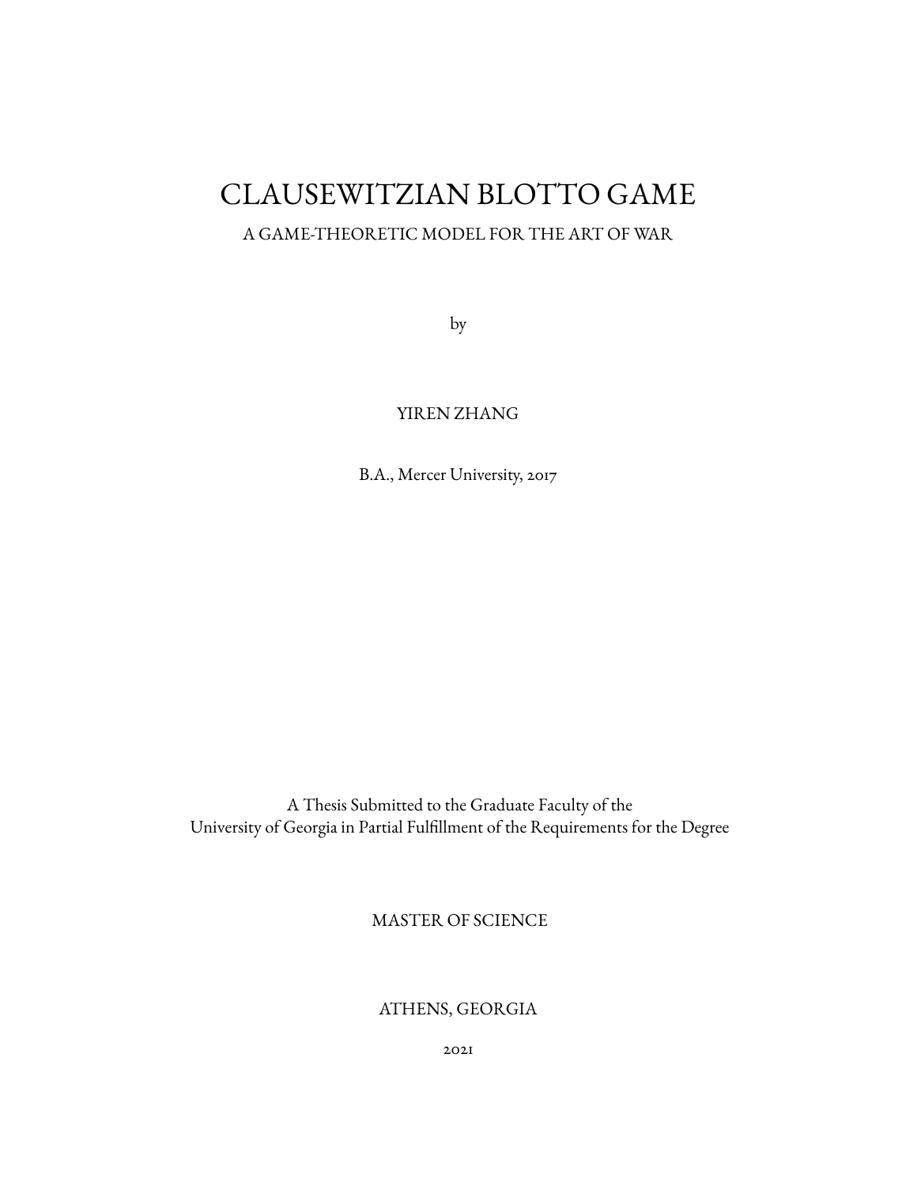# CLAUSEWITZIAN BLOTTO GAME

A GAME-THEORETIC MODEL FOR THE ART OF WAR

by

YIREN ZHANG

B.A., Mercer University, 2017

A Thesis Submitted to the Graduate Faculty of the
University of Georgia in Partial Fulfillment of the Requirements for the Degree

MASTER OF SCIENCE

ATHENS, GEORGIA

2021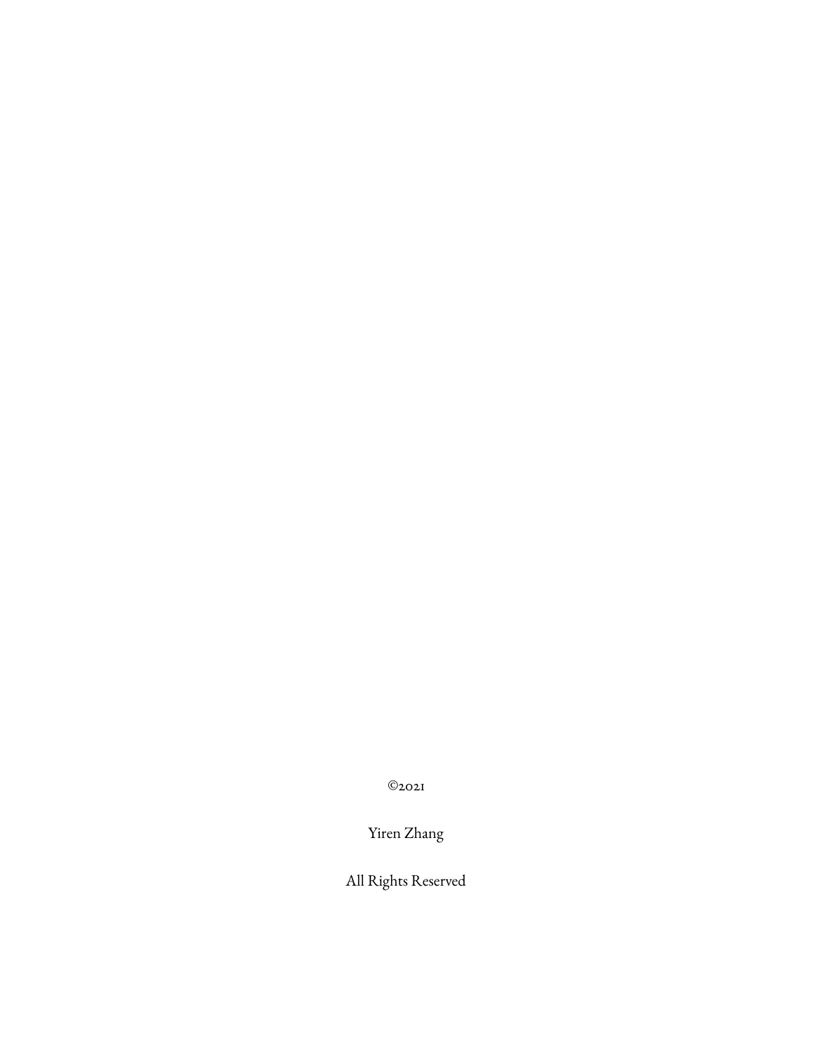©2021

Yiren Zhang

All Rights Reserved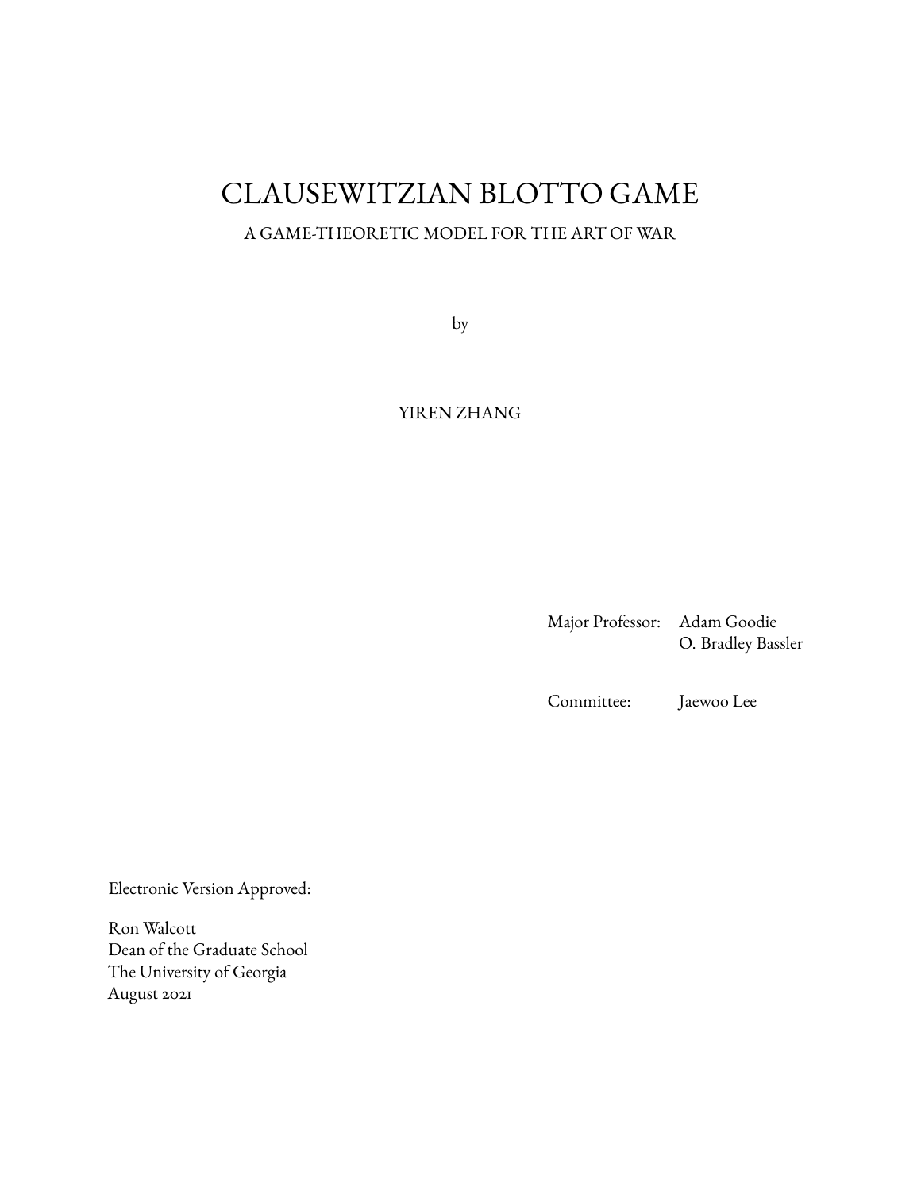# CLAUSEWITZIAN BLOTTO GAME

A GAME-THEORETIC MODEL FOR THE ART OF WAR

by

YIREN ZHANG

Major Professor: Adam Goodie
O. Bradley Bassler

Committee: Jaewoo Lee

Electronic Version Approved:

Ron Walcott
Dean of the Graduate School
The University of Georgia
August 2021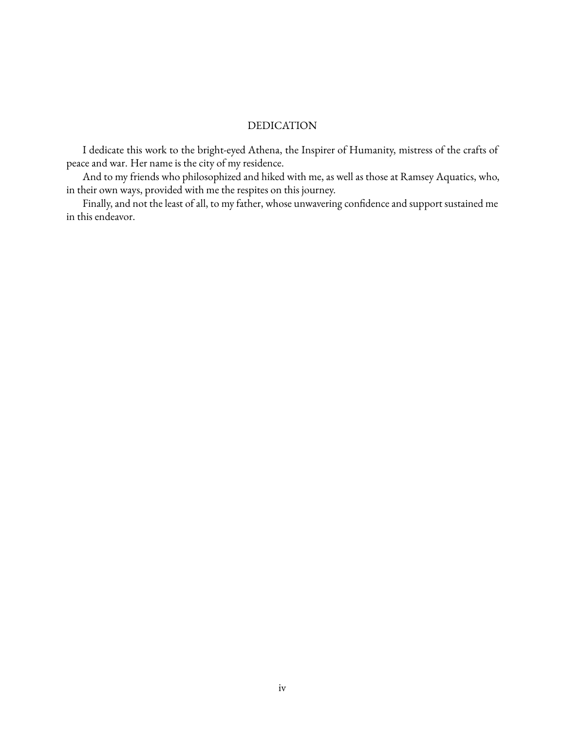# DEDICATION

I dedicate this work to the bright-eyed Athena, the Inspirer of Humanity, mistress of the crafts of peace and war. Her name is the city of my residence.

And to my friends who philosophized and hiked with me, as well as those at Ramsey Aquatics, who, in their own ways, provided with me the respites on this journey.

Finally, and not the least of all, to my father, whose unwavering confidence and support sustained me in this endeavor.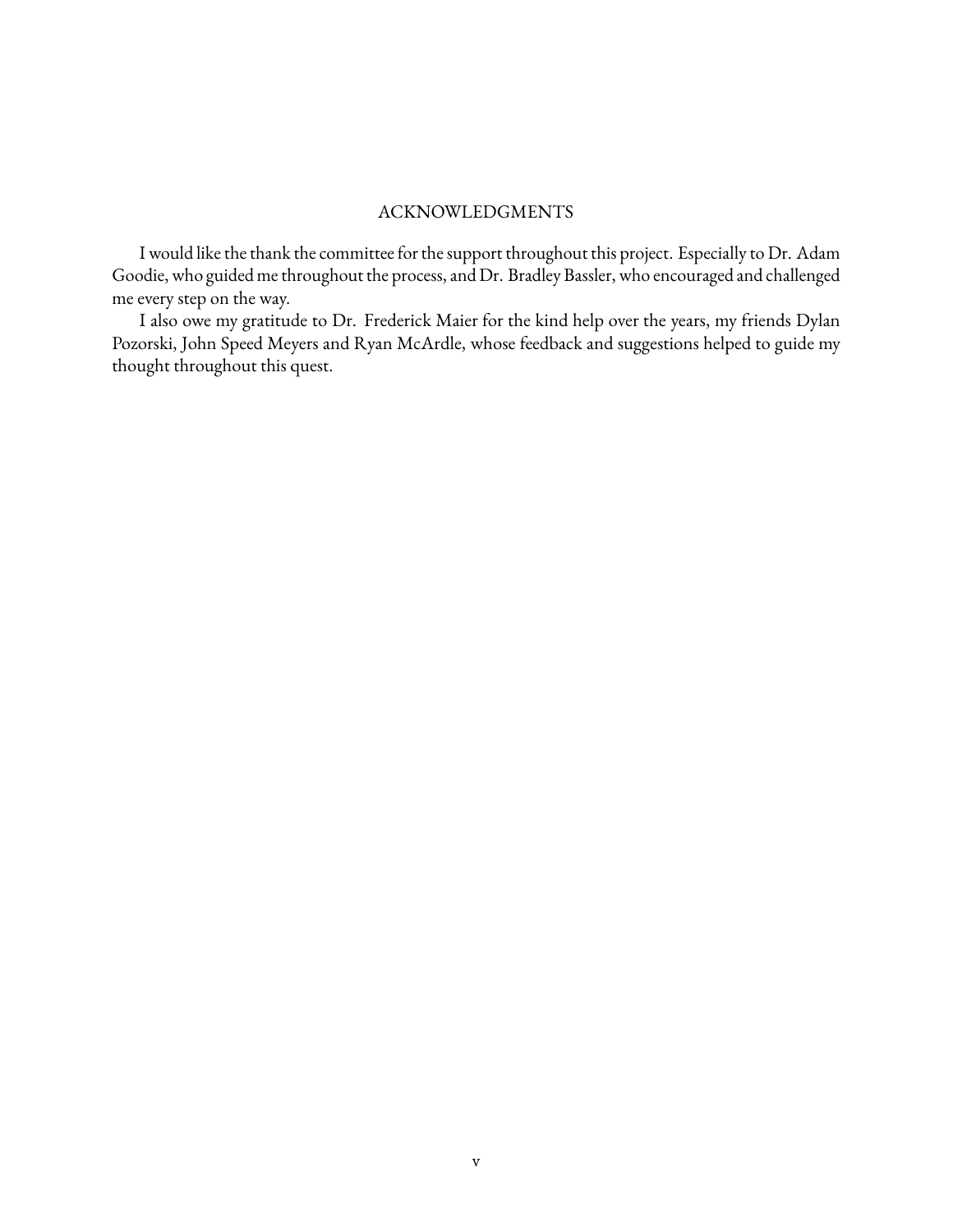## ACKNOWLEDGMENTS

I would like the thank the committee for the support throughout this project. Especially to Dr. Adam Goodie, who guided me throughout the process, and Dr. Bradley Bassler, who encouraged and challenged me every step on the way.

I also owe my gratitude to Dr. Frederick Maier for the kind help over the years, my friends Dylan Pozorski, John Speed Meyers and Ryan McArdle, whose feedback and suggestions helped to guide my thought throughout this quest.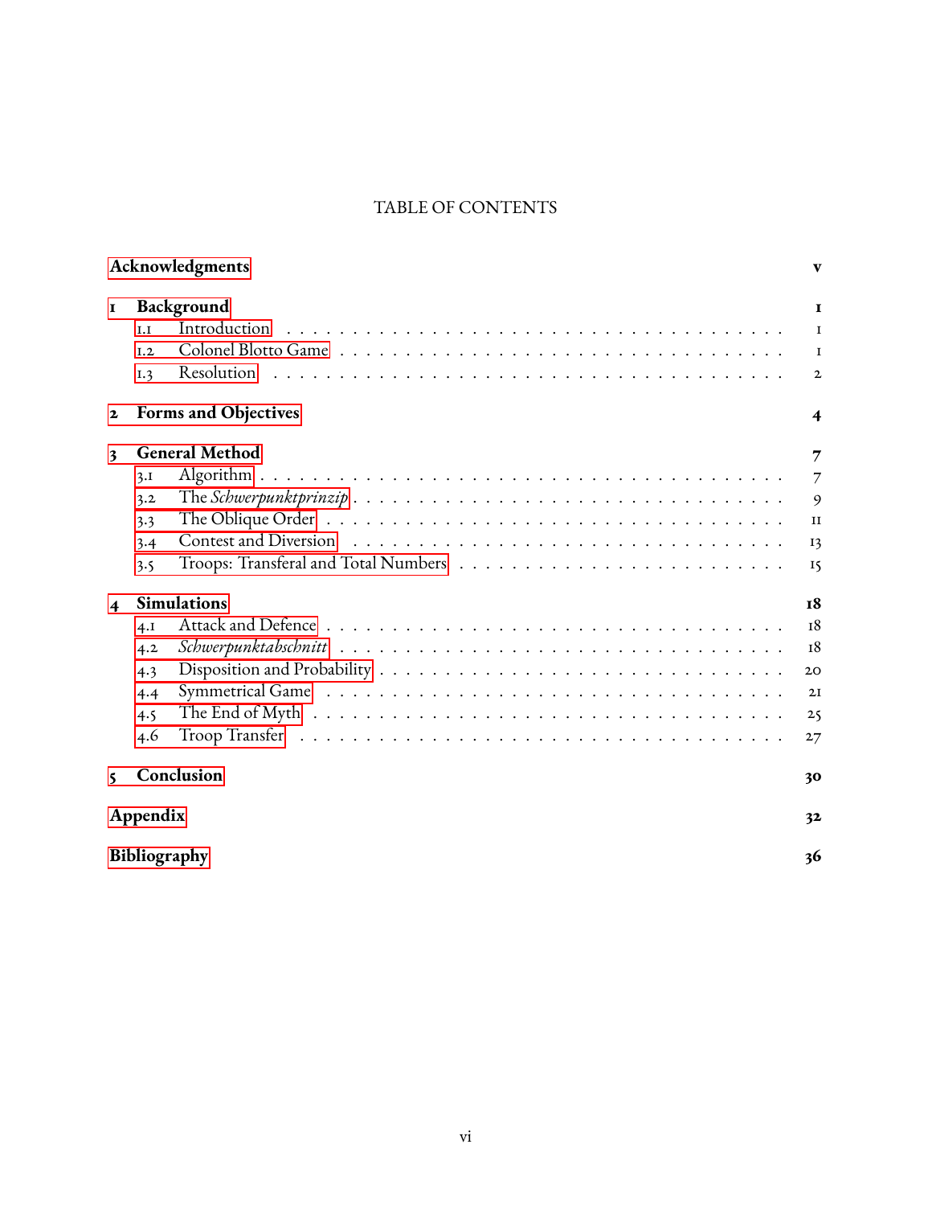# TABLE OF CONTENTS

**Acknowledgments** . . . **v**

**1 Background** . . . **1**

- 1.1 Introduction . . . 1
- 1.2 Colonel Blotto Game . . . 1
- 1.3 Resolution . . . 2

**2 Forms and Objectives** . . . **4**

**3 General Method** . . . **7**

- 3.1 Algorithm . . . 7
- 3.2 The *Schwerpunktprinzip* . . . 9
- 3.3 The Oblique Order . . . 11
- 3.4 Contest and Diversion . . . 13
- 3.5 Troops: Transferal and Total Numbers . . . 15

**4 Simulations** . . . **18**

- 4.1 Attack and Defence . . . 18
- 4.2 *Schwerpunktabschnitt* . . . 18
- 4.3 Disposition and Probability . . . 20
- 4.4 Symmetrical Game . . . 21
- 4.5 The End of Myth . . . 25
- 4.6 Troop Transfer . . . 27

**5 Conclusion** . . . **30**

**Appendix** . . . **32**

**Bibliography** . . . **36**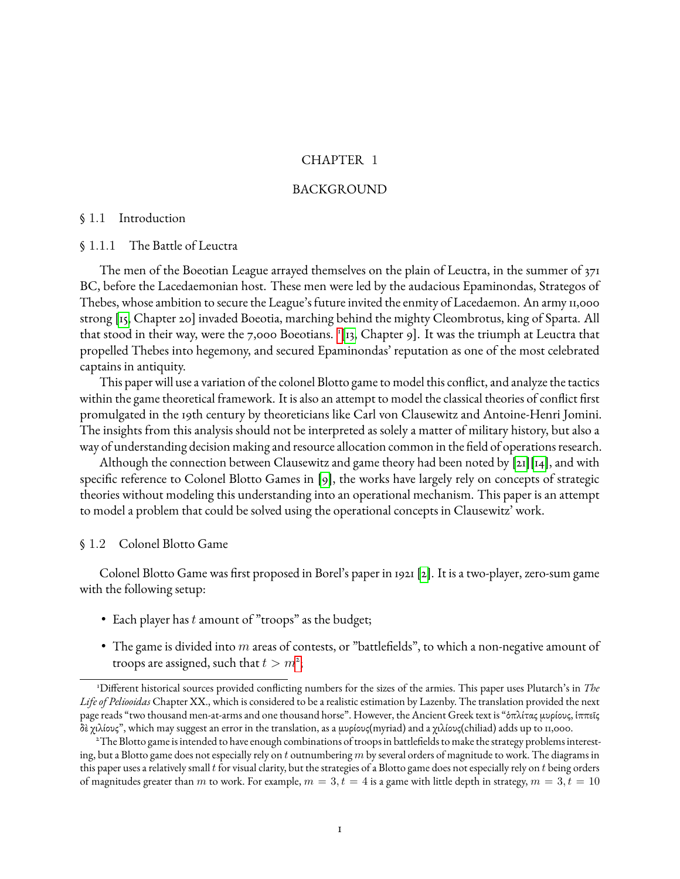# CHAPTER 1

# BACKGROUND

## § 1.1 Introduction

### § 1.1.1 The Battle of Leuctra

The men of the Boeotian League arrayed themselves on the plain of Leuctra, in the summer of 371 BC, before the Lacedaemonian host. These men were led by the audacious Epaminondas, Strategos of Thebes, whose ambition to secure the League's future invited the enmity of Lacedaemon. An army 11,000 strong [15, Chapter 20] invaded Boeotia, marching behind the mighty Cleombrotus, king of Sparta. All that stood in their way, were the 7,000 Boeotians. [1][13, Chapter 9]. It was the triumph at Leuctra that propelled Thebes into hegemony, and secured Epaminondas' reputation as one of the most celebrated captains in antiquity.

This paper will use a variation of the colonel Blotto game to model this conflict, and analyze the tactics within the game theoretical framework. It is also an attempt to model the classical theories of conflict first promulgated in the 19th century by theoreticians like Carl von Clausewitz and Antoine-Henri Jomini. The insights from this analysis should not be interpreted as solely a matter of military history, but also a way of understanding decision making and resource allocation common in the field of operations research.

Although the connection between Clausewitz and game theory had been noted by [21][14], and with specific reference to Colonel Blotto Games in [9], the works have largely rely on concepts of strategic theories without modeling this understanding into an operational mechanism. This paper is an attempt to model a problem that could be solved using the operational concepts in Clausewitz' work.

## § 1.2 Colonel Blotto Game

Colonel Blotto Game was first proposed in Borel's paper in 1921 [2]. It is a two-player, zero-sum game with the following setup:

- Each player has $t$ amount of "troops" as the budget;
- The game is divided into $m$ areas of contests, or "battlefields", to which a non-negative amount of troops are assigned, such that $t > m$[2].

[1] Different historical sources provided conflicting numbers for the sizes of the armies. This paper uses Plutarch's in *The Life of Pelioоidas* Chapter XX., which is considered to be a realistic estimation by Lazenby. The translation provided the next page reads "two thousand men-at-arms and one thousand horse". However, the Ancient Greek text is "ὁπλίτας μυρίους, ἱππεῖς δὲ χιλίους", which may suggest an error in the translation, as a μυρίους(myriad) and a χιλίους(chiliad) adds up to 11,000.

[2] The Blotto game is intended to have enough combinations of troops in battlefields to make the strategy problems interesting, but a Blotto game does not especially rely on $t$ outnumbering $m$ by several orders of magnitude to work. The diagrams in this paper uses a relatively small $t$ for visual clarity, but the strategies of a Blotto game does not especially rely on $t$ being orders of magnitudes greater than $m$ to work. For example, $m = 3, t = 4$ is a game with little depth in strategy, $m = 3, t = 10$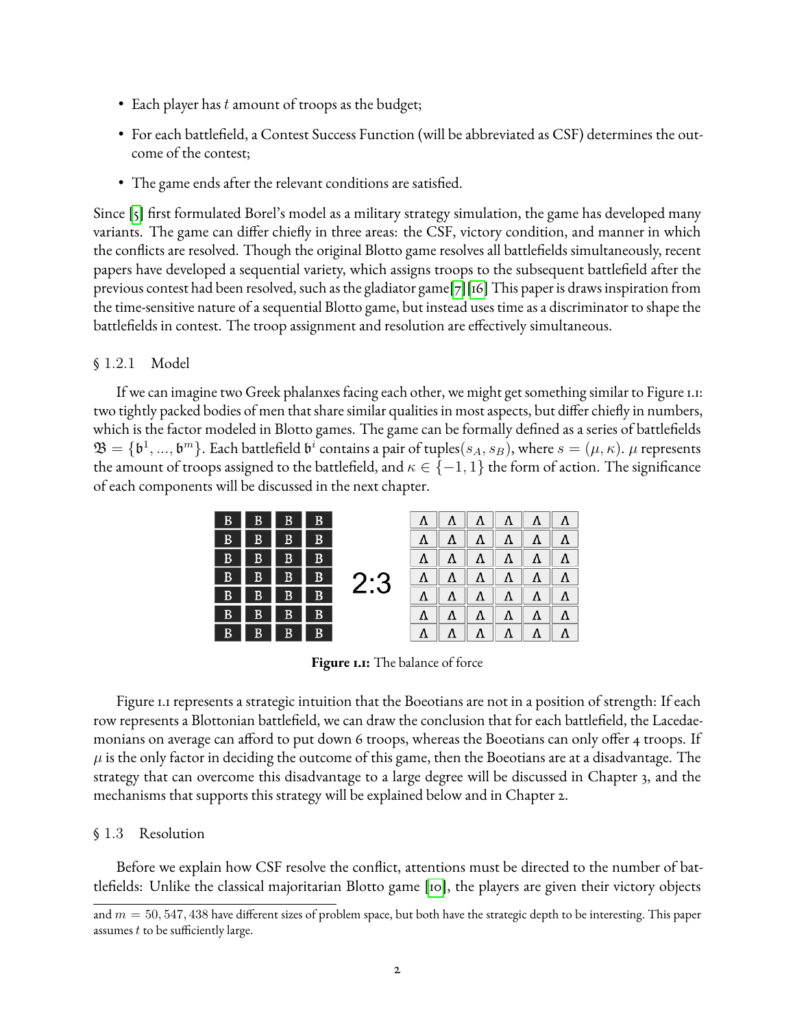- Each player has $t$ amount of troops as the budget;
- For each battlefield, a Contest Success Function (will be abbreviated as CSF) determines the outcome of the contest;
- The game ends after the relevant conditions are satisfied.

Since [5] first formulated Borel's model as a military strategy simulation, the game has developed many variants. The game can differ chiefly in three areas: the CSF, victory condition, and manner in which the conflicts are resolved. Though the original Blotto game resolves all battlefields simultaneously, recent papers have developed a sequential variety, which assigns troops to the subsequent battlefield after the previous contest had been resolved, such as the gladiator game[7][16] This paper is draws inspiration from the time-sensitive nature of a sequential Blotto game, but instead uses time as a discriminator to shape the battlefields in contest. The troop assignment and resolution are effectively simultaneous.

### § 1.2.1 Model

If we can imagine two Greek phalanxes facing each other, we might get something similar to Figure 1.1: two tightly packed bodies of men that share similar qualities in most aspects, but differ chiefly in numbers, which is the factor modeled in Blotto games. The game can be formally defined as a series of battlefields $\mathfrak{B} = \{\mathfrak{b}^1, ..., \mathfrak{b}^m\}$. Each battlefield $\mathfrak{b}^i$ contains a pair of tuples$(s_A, s_B)$, where $s = (\mu, \kappa)$. $\mu$ represents the amount of troops assigned to the battlefield, and $\kappa \in \{-1, 1\}$ the form of action. The significance of each components will be discussed in the next chapter.

| B | B | B | B | | Λ | Λ | Λ | Λ | Λ | Λ |
|---|---|---|---|---|---|---|---|---|---|---|
| B | B | B | B | | Λ | Λ | Λ | Λ | Λ | Λ |
| B | B | B | B | | Λ | Λ | Λ | Λ | Λ | Λ |
| B | B | B | B | 2:3 | Λ | Λ | Λ | Λ | Λ | Λ |
| B | B | B | B | | Λ | Λ | Λ | Λ | Λ | Λ |
| B | B | B | B | | Λ | Λ | Λ | Λ | Λ | Λ |
| B | B | B | B | | Λ | Λ | Λ | Λ | Λ | Λ |

**Figure 1.1:** The balance of force

Figure 1.1 represents a strategic intuition that the Boeotians are not in a position of strength: If each row represents a Blottonian battlefield, we can draw the conclusion that for each battlefield, the Lacedaemonians on average can afford to put down 6 troops, whereas the Boeotians can only offer 4 troops. If $\mu$ is the only factor in deciding the outcome of this game, then the Boeotians are at a disadvantage. The strategy that can overcome this disadvantage to a large degree will be discussed in Chapter 3, and the mechanisms that supports this strategy will be explained below and in Chapter 2.

## § 1.3 Resolution

Before we explain how CSF resolve the conflict, attentions must be directed to the number of battlefields: Unlike the classical majoritarian Blotto game [10], the players are given their victory objects

and $m = 50, 547, 438$ have different sizes of problem space, but both have the strategic depth to be interesting. This paper assumes $t$ to be sufficiently large.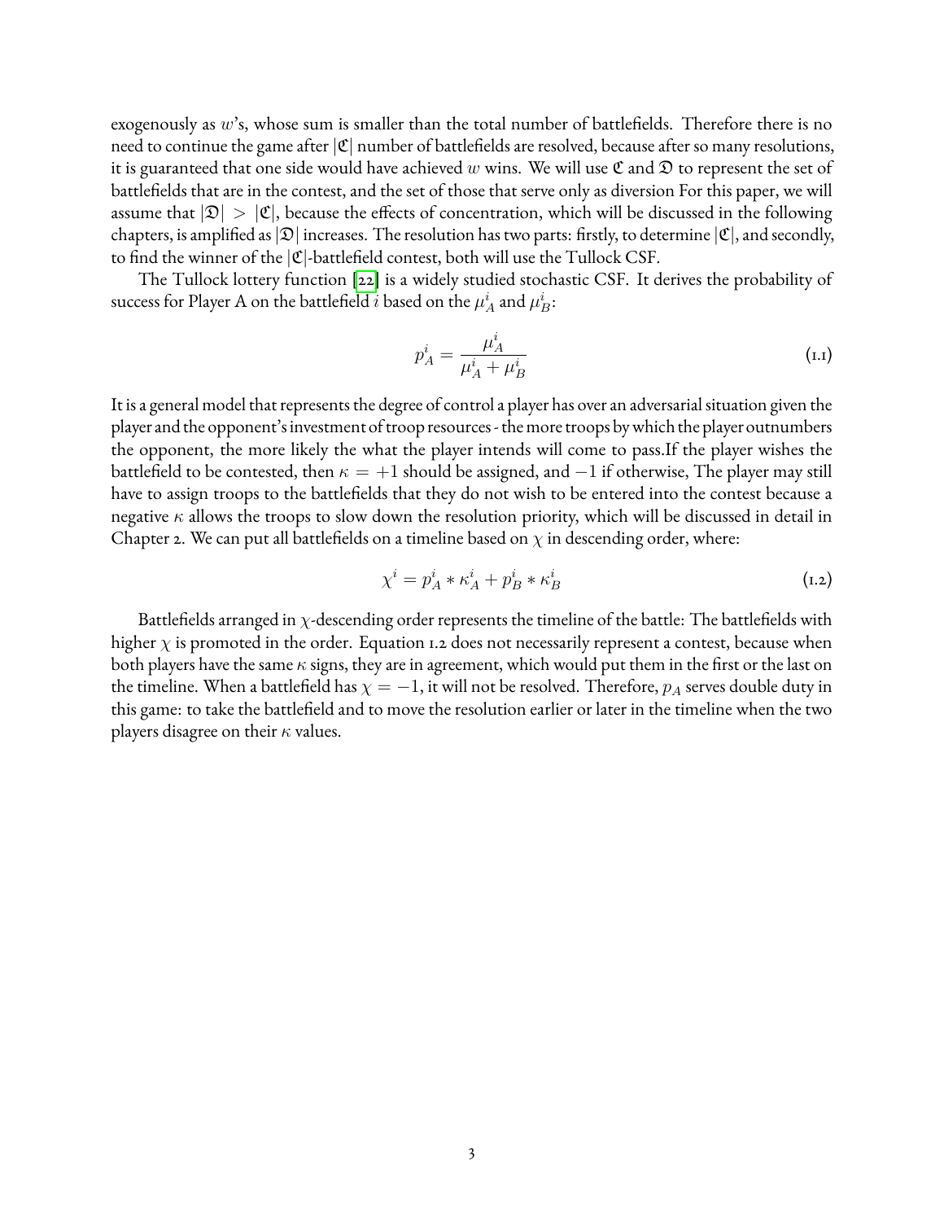exogenously as $w$'s, whose sum is smaller than the total number of battlefields. Therefore there is no need to continue the game after $|\mathfrak{C}|$ number of battlefields are resolved, because after so many resolutions, it is guaranteed that one side would have achieved $w$ wins. We will use $\mathfrak{C}$ and $\mathfrak{D}$ to represent the set of battlefields that are in the contest, and the set of those that serve only as diversion For this paper, we will assume that $|\mathfrak{D}| > |\mathfrak{C}|$, because the effects of concentration, which will be discussed in the following chapters, is amplified as $|\mathfrak{D}|$ increases. The resolution has two parts: firstly, to determine $|\mathfrak{C}|$, and secondly, to find the winner of the $|\mathfrak{C}|$-battlefield contest, both will use the Tullock CSF.

The Tullock lottery function [22] is a widely studied stochastic CSF. It derives the probability of success for Player A on the battlefield $i$ based on the $\mu_A^i$ and $\mu_B^i$:

$$p_A^i = \frac{\mu_A^i}{\mu_A^i + \mu_B^i} \tag{1.1}$$

It is a general model that represents the degree of control a player has over an adversarial situation given the player and the opponent's investment of troop resources - the more troops by which the player outnumbers the opponent, the more likely the what the player intends will come to pass.If the player wishes the battlefield to be contested, then $\kappa = +1$ should be assigned, and $-1$ if otherwise, The player may still have to assign troops to the battlefields that they do not wish to be entered into the contest because a negative $\kappa$ allows the troops to slow down the resolution priority, which will be discussed in detail in Chapter 2. We can put all battlefields on a timeline based on $\chi$ in descending order, where:

$$\chi^i = p_A^i * \kappa_A^i + p_B^i * \kappa_B^i \tag{1.2}$$

Battlefields arranged in $\chi$-descending order represents the timeline of the battle: The battlefields with higher $\chi$ is promoted in the order. Equation 1.2 does not necessarily represent a contest, because when both players have the same $\kappa$ signs, they are in agreement, which would put them in the first or the last on the timeline. When a battlefield has $\chi = -1$, it will not be resolved. Therefore, $p_A$ serves double duty in this game: to take the battlefield and to move the resolution earlier or later in the timeline when the two players disagree on their $\kappa$ values.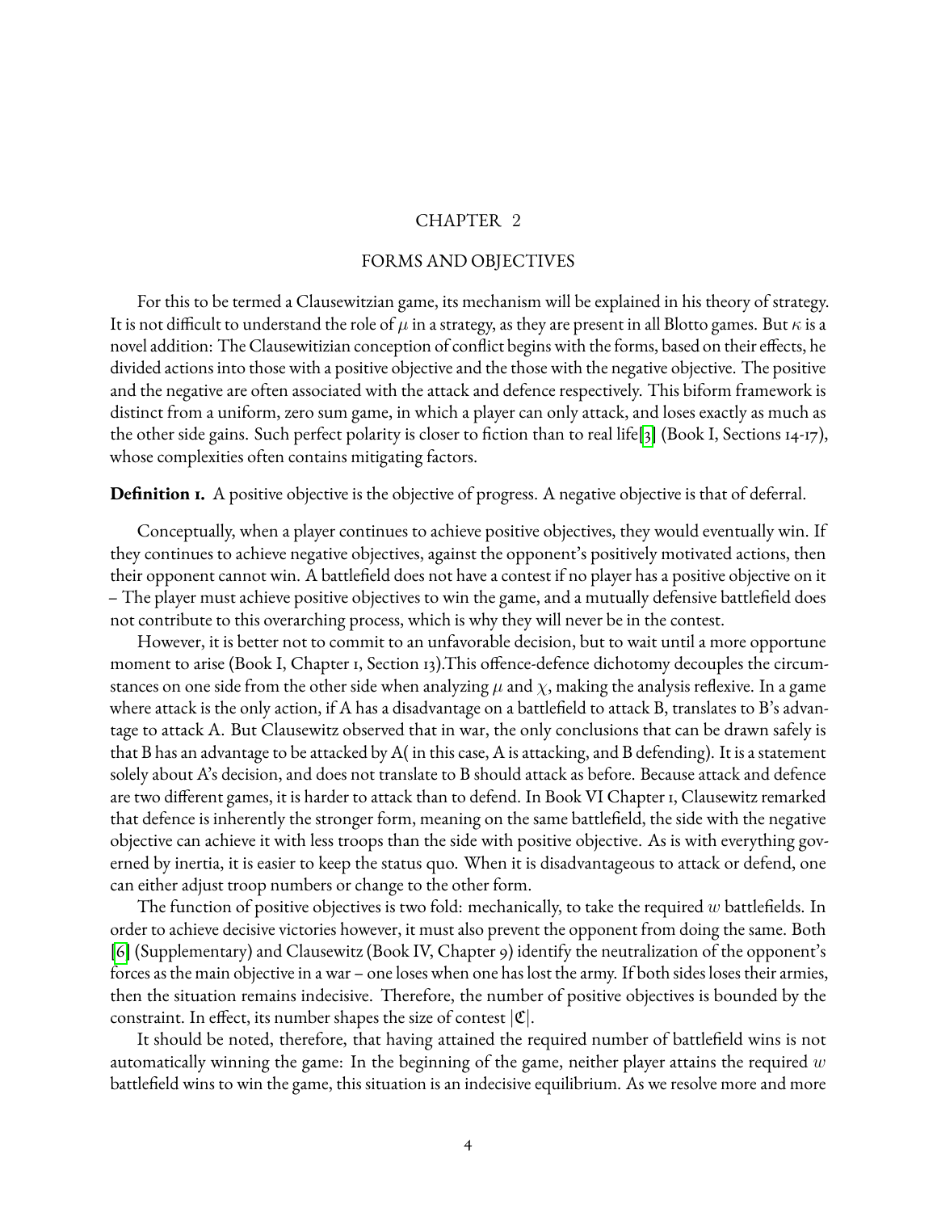# CHAPTER 2

## FORMS AND OBJECTIVES

For this to be termed a Clausewitzian game, its mechanism will be explained in his theory of strategy. It is not difficult to understand the role of $\mu$ in a strategy, as they are present in all Blotto games. But $\kappa$ is a novel addition: The Clausewitizian conception of conflict begins with the forms, based on their effects, he divided actions into those with a positive objective and the those with the negative objective. The positive and the negative are often associated with the attack and defence respectively. This biform framework is distinct from a uniform, zero sum game, in which a player can only attack, and loses exactly as much as the other side gains. Such perfect polarity is closer to fiction than to real life[3] (Book I, Sections 14-17), whose complexities often contains mitigating factors.

**Definition 1.** A positive objective is the objective of progress. A negative objective is that of deferral.

Conceptually, when a player continues to achieve positive objectives, they would eventually win. If they continues to achieve negative objectives, against the opponent's positively motivated actions, then their opponent cannot win. A battlefield does not have a contest if no player has a positive objective on it – The player must achieve positive objectives to win the game, and a mutually defensive battlefield does not contribute to this overarching process, which is why they will never be in the contest.

However, it is better not to commit to an unfavorable decision, but to wait until a more opportune moment to arise (Book I, Chapter 1, Section 13).This offence-defence dichotomy decouples the circumstances on one side from the other side when analyzing $\mu$ and $\chi$, making the analysis reflexive. In a game where attack is the only action, if A has a disadvantage on a battlefield to attack B, translates to B's advantage to attack A. But Clausewitz observed that in war, the only conclusions that can be drawn safely is that B has an advantage to be attacked by A( in this case, A is attacking, and B defending). It is a statement solely about A's decision, and does not translate to B should attack as before. Because attack and defence are two different games, it is harder to attack than to defend. In Book VI Chapter 1, Clausewitz remarked that defence is inherently the stronger form, meaning on the same battlefield, the side with the negative objective can achieve it with less troops than the side with positive objective. As is with everything governed by inertia, it is easier to keep the status quo. When it is disadvantageous to attack or defend, one can either adjust troop numbers or change to the other form.

The function of positive objectives is two fold: mechanically, to take the required $w$ battlefields. In order to achieve decisive victories however, it must also prevent the opponent from doing the same. Both [6] (Supplementary) and Clausewitz (Book IV, Chapter 9) identify the neutralization of the opponent's forces as the main objective in a war – one loses when one has lost the army. If both sides loses their armies, then the situation remains indecisive. Therefore, the number of positive objectives is bounded by the constraint. In effect, its number shapes the size of contest $|\mathfrak{C}|$.

It should be noted, therefore, that having attained the required number of battlefield wins is not automatically winning the game: In the beginning of the game, neither player attains the required $w$ battlefield wins to win the game, this situation is an indecisive equilibrium. As we resolve more and more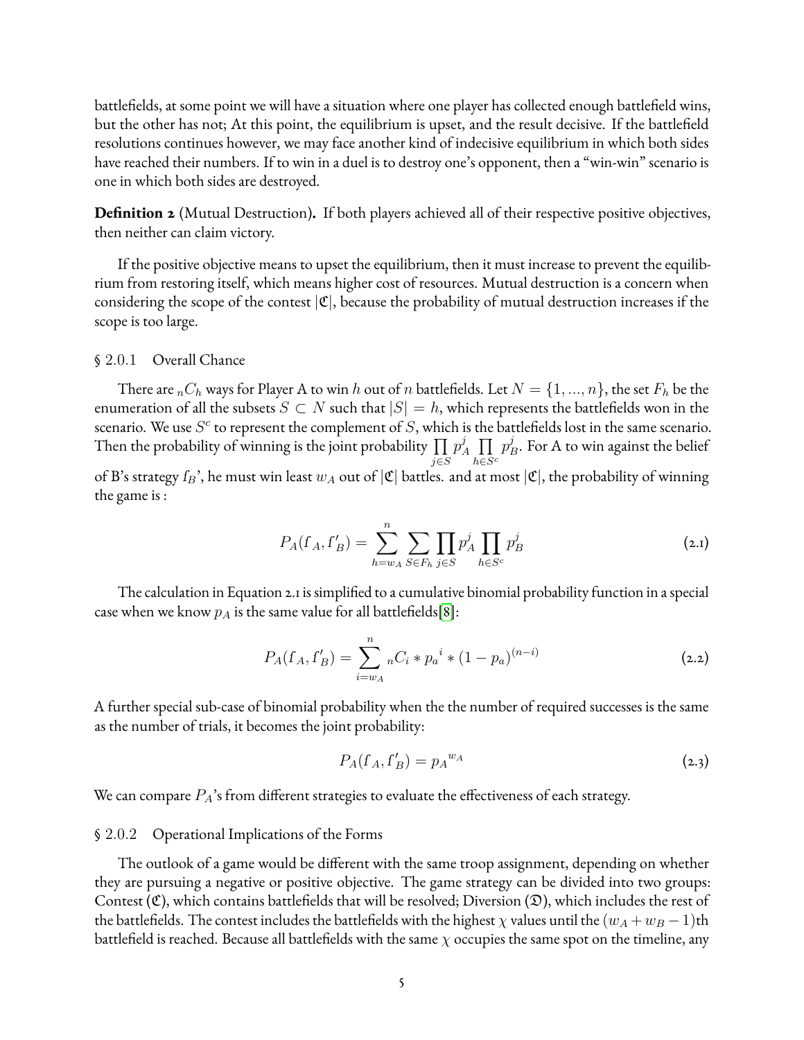battlefields, at some point we will have a situation where one player has collected enough battlefield wins, but the other has not; At this point, the equilibrium is upset, and the result decisive. If the battlefield resolutions continues however, we may face another kind of indecisive equilibrium in which both sides have reached their numbers. If to win in a duel is to destroy one's opponent, then a "win-win" scenario is one in which both sides are destroyed.

**Definition 2** (Mutual Destruction)**.** If both players achieved all of their respective positive objectives, then neither can claim victory.

If the positive objective means to upset the equilibrium, then it must increase to prevent the equilibrium from restoring itself, which means higher cost of resources. Mutual destruction is a concern when considering the scope of the contest $|\mathfrak{C}|$, because the probability of mutual destruction increases if the scope is too large.

### § 2.0.1 Overall Chance

There are ${}_nC_h$ ways for Player A to win $h$ out of $n$ battlefields. Let $N = \{1, ..., n\}$, the set $F_h$ be the enumeration of all the subsets $S \subset N$ such that $|S| = h$, which represents the battlefields won in the scenario. We use $S^c$ to represent the complement of $S$, which is the battlefields lost in the same scenario. Then the probability of winning is the joint probability $\prod_{j \in S} p_A^j \prod_{h \in S^c} p_B^j$. For A to win against the belief of B's strategy $f_B$', he must win least $w_A$ out of $|\mathfrak{C}|$ battles. and at most $|\mathfrak{C}|$, the probability of winning the game is :

$$P_A(f_A, f'_B) = \sum_{h=w_A}^{n} \sum_{S \in F_h} \prod_{j \in S} p_A^j \prod_{h \in S^c} p_B^j \tag{2.1}$$

The calculation in Equation 2.1 is simplified to a cumulative binomial probability function in a special case when we know $p_A$ is the same value for all battlefields[8]:

$$P_A(f_A, f'_B) = \sum_{i=w_A}^{n} {}_nC_i * {p_a}^i * (1 - p_a)^{(n-i)} \tag{2.2}$$

A further special sub-case of binomial probability when the the number of required successes is the same as the number of trials, it becomes the joint probability:

$$P_A(f_A, f'_B) = {p_A}^{w_A} \tag{2.3}$$

We can compare $P_A$'s from different strategies to evaluate the effectiveness of each strategy.

### § 2.0.2 Operational Implications of the Forms

The outlook of a game would be different with the same troop assignment, depending on whether they are pursuing a negative or positive objective. The game strategy can be divided into two groups: Contest ($\mathfrak{C}$), which contains battlefields that will be resolved; Diversion ($\mathfrak{D}$), which includes the rest of the battlefields. The contest includes the battlefields with the highest $\chi$ values until the $(w_A + w_B - 1)$th battlefield is reached. Because all battlefields with the same $\chi$ occupies the same spot on the timeline, any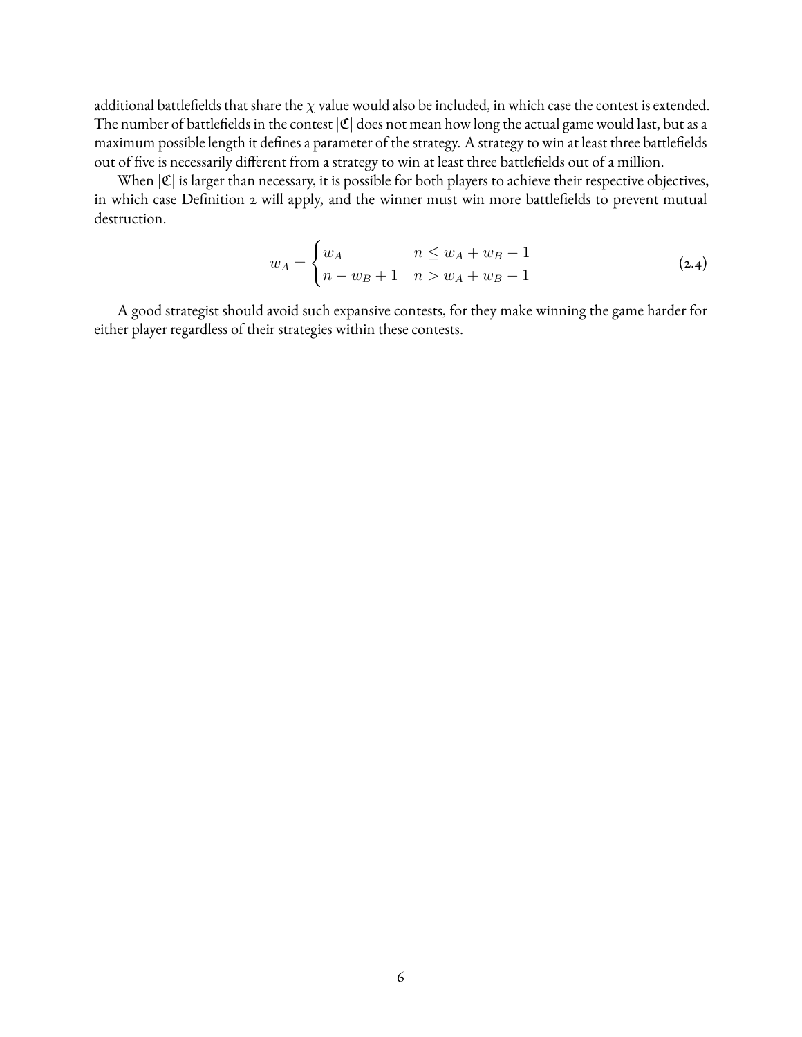additional battlefields that share the $\chi$ value would also be included, in which case the contest is extended. The number of battlefields in the contest $|\mathfrak{C}|$ does not mean how long the actual game would last, but as a maximum possible length it defines a parameter of the strategy. A strategy to win at least three battlefields out of five is necessarily different from a strategy to win at least three battlefields out of a million.

When $|\mathfrak{C}|$ is larger than necessary, it is possible for both players to achieve their respective objectives, in which case Definition 2 will apply, and the winner must win more battlefields to prevent mutual destruction.

$$w_A = \begin{cases} w_A & n \leq w_A + w_B - 1 \\ n - w_B + 1 & n > w_A + w_B - 1 \end{cases} \tag{2.4}$$

A good strategist should avoid such expansive contests, for they make winning the game harder for either player regardless of their strategies within these contests.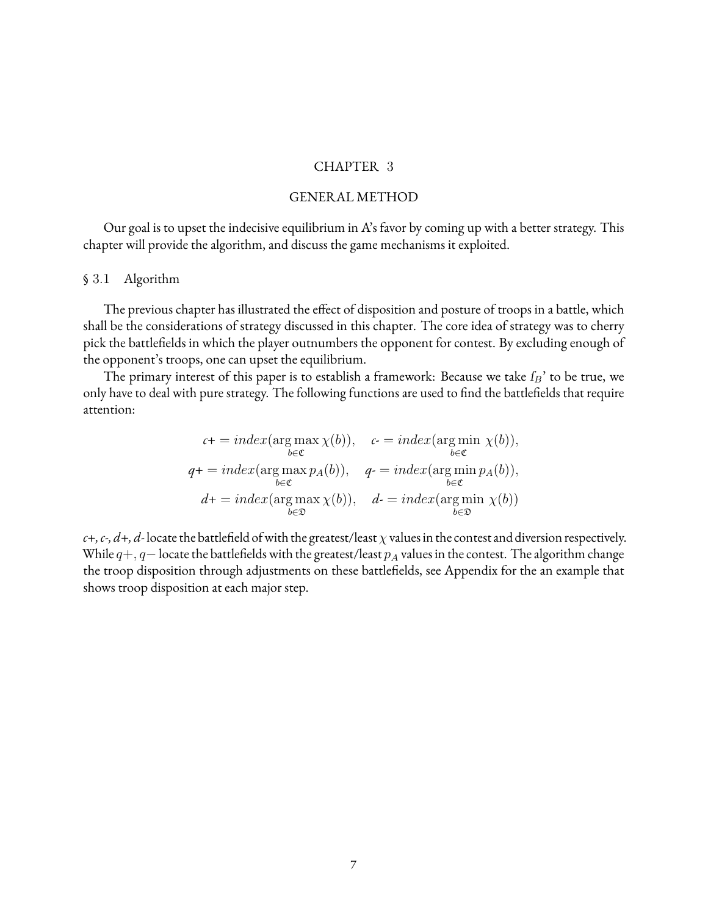# CHAPTER 3

## GENERAL METHOD

Our goal is to upset the indecisive equilibrium in A's favor by coming up with a better strategy. This chapter will provide the algorithm, and discuss the game mechanisms it exploited.

### § 3.1 Algorithm

The previous chapter has illustrated the effect of disposition and posture of troops in a battle, which shall be the considerations of strategy discussed in this chapter. The core idea of strategy was to cherry pick the battlefields in which the player outnumbers the opponent for contest. By excluding enough of the opponent's troops, one can upset the equilibrium.

The primary interest of this paper is to establish a framework: Because we take $f_B$' to be true, we only have to deal with pure strategy. The following functions are used to find the battlefields that require attention:

$$
\begin{aligned}
c\text{+} &= index(\arg\max_{b \in \mathfrak{C}} \chi(b)), \quad c\text{-} = index(\arg\min_{b \in \mathfrak{C}} \chi(b)), \\
q\text{+} &= index(\arg\max_{b \in \mathfrak{C}} p_A(b)), \quad q\text{-} = index(\arg\min_{b \in \mathfrak{C}} p_A(b)), \\
d\text{+} &= index(\arg\max_{b \in \mathfrak{D}} \chi(b)), \quad d\text{-} = index(\arg\min_{b \in \mathfrak{D}} \chi(b))
\end{aligned}
$$

*c+, c-, d+, d-* locate the battlefield of with the greatest/least $\chi$ values in the contest and diversion respectively. While $q+, q-$ locate the battlefields with the greatest/least $p_A$ values in the contest. The algorithm change the troop disposition through adjustments on these battlefields, see Appendix for the an example that shows troop disposition at each major step.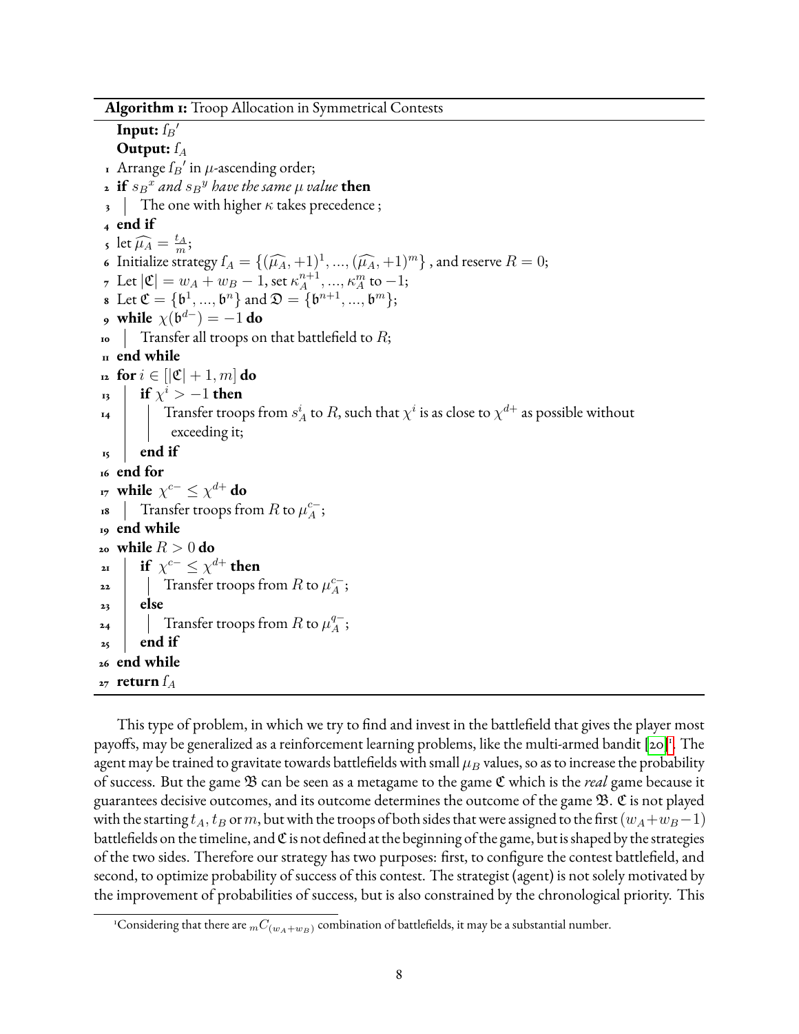**Algorithm 1:** Troop Allocation in Symmetrical Contests

```
   Input: f_B'
   Output: f_A
 1 Arrange f_B' in μ-ascending order;
 2 if s_B^x and s_B^y have the same μ value then
 3 |   The one with higher κ takes precedence ;
 4 end if
 5 let μ̂_A = t_A / m;
 6 Initialize strategy f_A = {(μ̂_A, +1)^1, ..., (μ̂_A, +1)^m} , and reserve R = 0;
 7 Let |𝔆| = w_A + w_B − 1, set κ_A^{n+1}, ..., κ_A^m to −1;
 8 Let 𝔆 = {𝔟^1, ..., 𝔟^n} and 𝔇 = {𝔟^{n+1}, ..., 𝔟^m};
 9 while χ(𝔟^{d−}) = −1 do
10 |   Transfer all troops on that battlefield to R;
11 end while
12 for i ∈ [|𝔆| + 1, m] do
13 |   if χ^i > −1 then
14 |   |   Transfer troops from s_A^i to R, such that χ^i is as close to χ^{d+} as possible without
   |   |     exceeding it;
15 |   end if
16 end for
17 while χ^{c−} ≤ χ^{d+} do
18 |   Transfer troops from R to μ_A^{c−};
19 end while
20 while R > 0 do
21 |   if χ^{c−} ≤ χ^{d+} then
22 |   |   Transfer troops from R to μ_A^{c−};
23 |   else
24 |   |   Transfer troops from R to μ_A^{q−};
25 |   end if
26 end while
27 return f_A
```

This type of problem, in which we try to find and invest in the battlefield that gives the player most payoffs, may be generalized as a reinforcement learning problems, like the multi-armed bandit [20][1]. The agent may be trained to gravitate towards battlefields with small $\mu_B$ values, so as to increase the probability of success. But the game $\mathfrak{B}$ can be seen as a metagame to the game $\mathfrak{C}$ which is the *real* game because it guarantees decisive outcomes, and its outcome determines the outcome of the game $\mathfrak{B}$. $\mathfrak{C}$ is not played with the starting $t_A, t_B$ or $m$, but with the troops of both sides that were assigned to the first $(w_A+w_B-1)$ battlefields on the timeline, and $\mathfrak{C}$ is not defined at the beginning of the game, but is shaped by the strategies of the two sides. Therefore our strategy has two purposes: first, to configure the contest battlefield, and second, to optimize probability of success of this contest. The strategist (agent) is not solely motivated by the improvement of probabilities of success, but is also constrained by the chronological priority. This

[1] Considering that there are ${}_mC_{(w_A+w_B)}$ combination of battlefields, it may be a substantial number.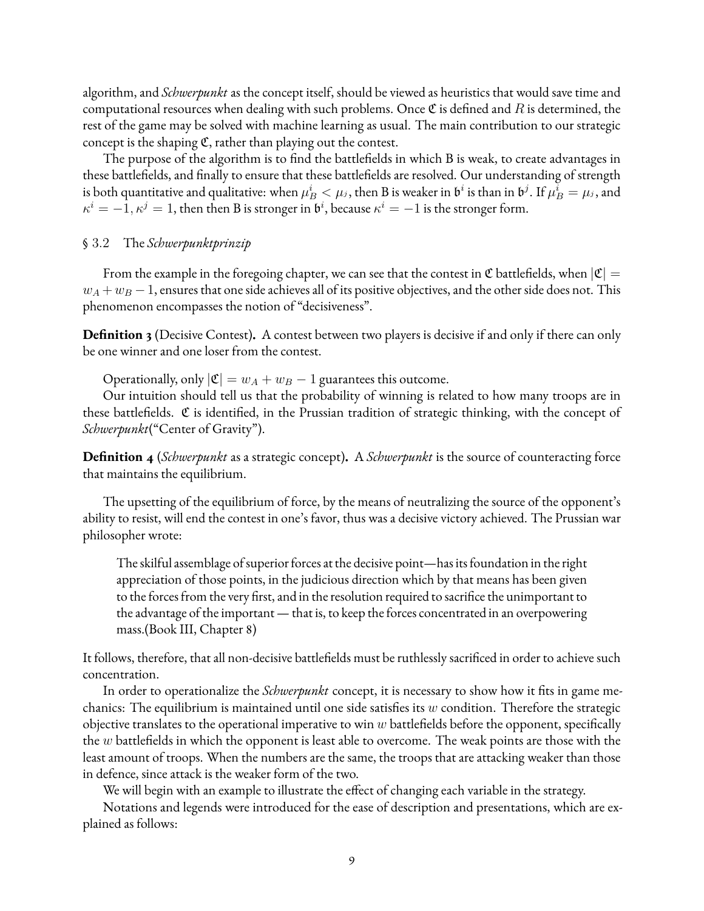algorithm, and *Schwerpunkt* as the concept itself, should be viewed as heuristics that would save time and computational resources when dealing with such problems. Once $\mathfrak{C}$ is defined and $R$ is determined, the rest of the game may be solved with machine learning as usual. The main contribution to our strategic concept is the shaping $\mathfrak{C}$, rather than playing out the contest.

The purpose of the algorithm is to find the battlefields in which B is weak, to create advantages in these battlefields, and finally to ensure that these battlefields are resolved. Our understanding of strength is both quantitative and qualitative: when $\mu_B^i < \mu_j$, then B is weaker in $\mathfrak{b}^i$ is than in $\mathfrak{b}^j$. If $\mu_B^i = \mu_j$, and $\kappa^i = -1, \kappa^j = 1$, then then B is stronger in $\mathfrak{b}^i$, because $\kappa^i = -1$ is the stronger form.

## § 3.2 The *Schwerpunktprinzip*

From the example in the foregoing chapter, we can see that the contest in $\mathfrak{C}$ battlefields, when $|\mathfrak{C}| = w_A + w_B - 1$, ensures that one side achieves all of its positive objectives, and the other side does not. This phenomenon encompasses the notion of "decisiveness".

**Definition 3** (Decisive Contest)**.** A contest between two players is decisive if and only if there can only be one winner and one loser from the contest.

Operationally, only $|\mathfrak{C}| = w_A + w_B - 1$ guarantees this outcome.

Our intuition should tell us that the probability of winning is related to how many troops are in these battlefields. $\mathfrak{C}$ is identified, in the Prussian tradition of strategic thinking, with the concept of *Schwerpunkt*("Center of Gravity").

**Definition 4** (*Schwerpunkt* as a strategic concept)**.** A *Schwerpunkt* is the source of counteracting force that maintains the equilibrium.

The upsetting of the equilibrium of force, by the means of neutralizing the source of the opponent's ability to resist, will end the contest in one's favor, thus was a decisive victory achieved. The Prussian war philosopher wrote:

> The skilful assemblage of superior forces at the decisive point—has its foundation in the right appreciation of those points, in the judicious direction which by that means has been given to the forces from the very first, and in the resolution required to sacrifice the unimportant to the advantage of the important — that is, to keep the forces concentrated in an overpowering mass.(Book III, Chapter 8)

It follows, therefore, that all non-decisive battlefields must be ruthlessly sacrificed in order to achieve such concentration.

In order to operationalize the *Schwerpunkt* concept, it is necessary to show how it fits in game mechanics: The equilibrium is maintained until one side satisfies its $w$ condition. Therefore the strategic objective translates to the operational imperative to win $w$ battlefields before the opponent, specifically the $w$ battlefields in which the opponent is least able to overcome. The weak points are those with the least amount of troops. When the numbers are the same, the troops that are attacking weaker than those in defence, since attack is the weaker form of the two.

We will begin with an example to illustrate the effect of changing each variable in the strategy.

Notations and legends were introduced for the ease of description and presentations, which are explained as follows: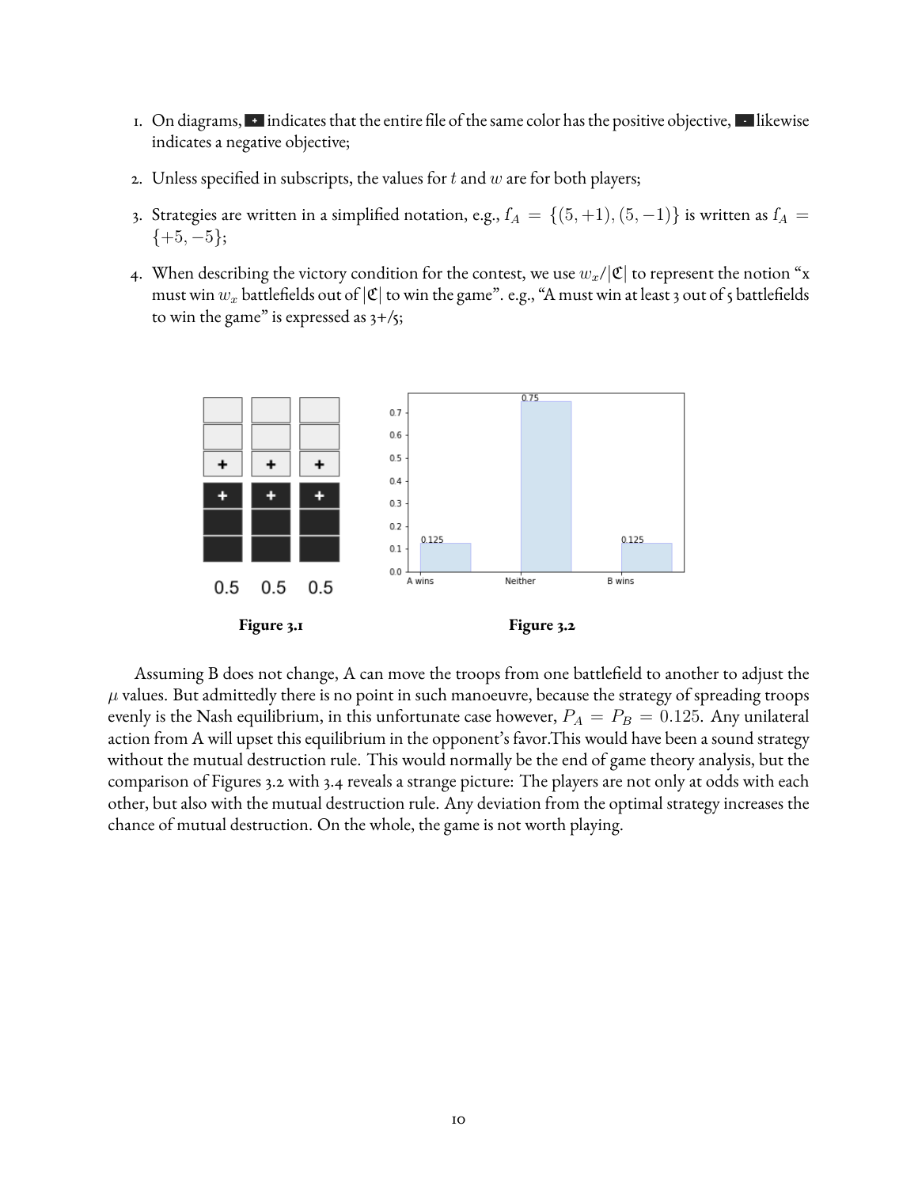1. On diagrams, **+** indicates that the entire file of the same color has the positive objective, **-** likewise indicates a negative objective;
2. Unless specified in subscripts, the values for $t$ and $w$ are for both players;
3. Strategies are written in a simplified notation, e.g., $f_A = \{(5,+1),(5,-1)\}$ is written as $f_A = \{+5,-5\}$;
4. When describing the victory condition for the contest, we use $w_x/|\mathfrak{C}|$ to represent the notion "x must win $w_x$ battlefields out of $|\mathfrak{C}|$ to win the game". e.g., "A must win at least 3 out of 5 battlefields to win the game" is expressed as 3+/5;

**Figure 3.1**

**Figure 3.2**

Assuming B does not change, A can move the troops from one battlefield to another to adjust the $\mu$ values. But admittedly there is no point in such manoeuvre, because the strategy of spreading troops evenly is the Nash equilibrium, in this unfortunate case however, $P_A = P_B = 0.125$. Any unilateral action from A will upset this equilibrium in the opponent's favor.This would have been a sound strategy without the mutual destruction rule. This would normally be the end of game theory analysis, but the comparison of Figures 3.2 with 3.4 reveals a strange picture: The players are not only at odds with each other, but also with the mutual destruction rule. Any deviation from the optimal strategy increases the chance of mutual destruction. On the whole, the game is not worth playing.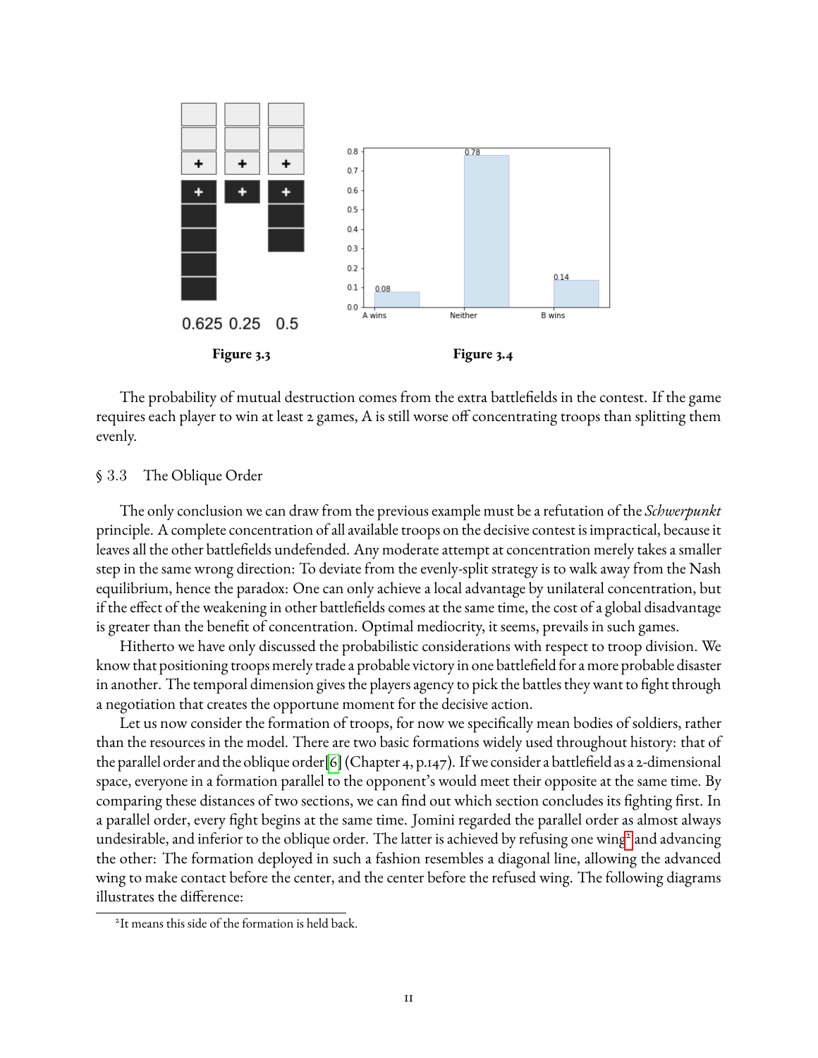**Figure 3.3**

**Figure 3.4**

The probability of mutual destruction comes from the extra battlefields in the contest. If the game requires each player to win at least 2 games, A is still worse off concentrating troops than splitting them evenly.

## § 3.3 The Oblique Order

The only conclusion we can draw from the previous example must be a refutation of the *Schwerpunkt* principle. A complete concentration of all available troops on the decisive contest is impractical, because it leaves all the other battlefields undefended. Any moderate attempt at concentration merely takes a smaller step in the same wrong direction: To deviate from the evenly-split strategy is to walk away from the Nash equilibrium, hence the paradox: One can only achieve a local advantage by unilateral concentration, but if the effect of the weakening in other battlefields comes at the same time, the cost of a global disadvantage is greater than the benefit of concentration. Optimal mediocrity, it seems, prevails in such games.

Hitherto we have only discussed the probabilistic considerations with respect to troop division. We know that positioning troops merely trade a probable victory in one battlefield for a more probable disaster in another. The temporal dimension gives the players agency to pick the battles they want to fight through a negotiation that creates the opportune moment for the decisive action.

Let us now consider the formation of troops, for now we specifically mean bodies of soldiers, rather than the resources in the model. There are two basic formations widely used throughout history: that of the parallel order and the oblique order[6] (Chapter 4, p.147). If we consider a battlefield as a 2-dimensional space, everyone in a formation parallel to the opponent's would meet their opposite at the same time. By comparing these distances of two sections, we can find out which section concludes its fighting first. In a parallel order, every fight begins at the same time. Jomini regarded the parallel order as almost always undesirable, and inferior to the oblique order. The latter is achieved by refusing one wing[2] and advancing the other: The formation deployed in such a fashion resembles a diagonal line, allowing the advanced wing to make contact before the center, and the center before the refused wing. The following diagrams illustrates the difference:

[2] It means this side of the formation is held back.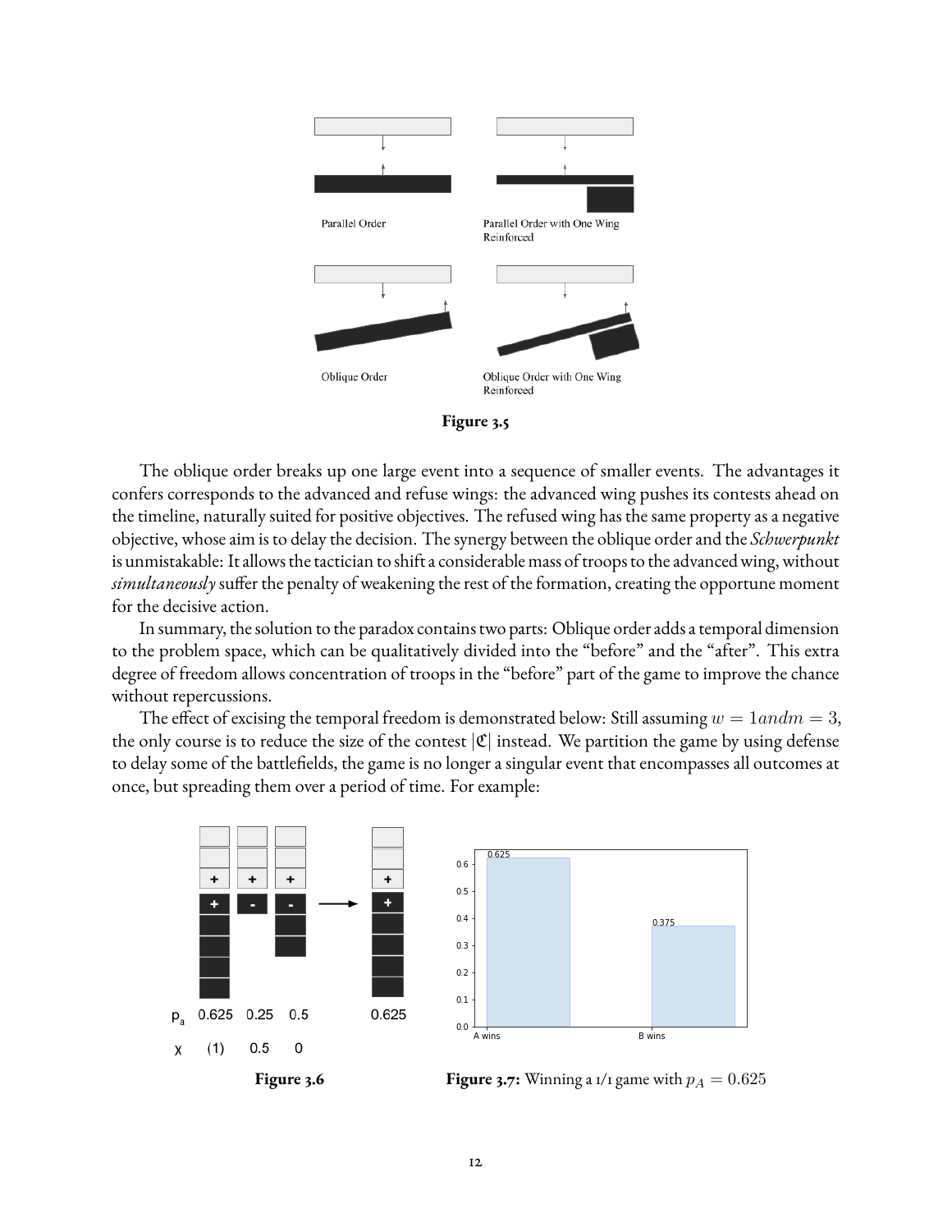Figure 3.5

The oblique order breaks up one large event into a sequence of smaller events. The advantages it confers corresponds to the advanced and refuse wings: the advanced wing pushes its contests ahead on the timeline, naturally suited for positive objectives. The refused wing has the same property as a negative objective, whose aim is to delay the decision. The synergy between the oblique order and the *Schwerpunkt* is unmistakable: It allows the tactician to shift a considerable mass of troops to the advanced wing, without *simultaneously* suffer the penalty of weakening the rest of the formation, creating the opportune moment for the decisive action.

In summary, the solution to the paradox contains two parts: Oblique order adds a temporal dimension to the problem space, which can be qualitatively divided into the "before" and the "after". This extra degree of freedom allows concentration of troops in the "before" part of the game to improve the chance without repercussions.

The effect of excising the temporal freedom is demonstrated below: Still assuming $w = 1 and m = 3$, the only course is to reduce the size of the contest $|\mathfrak{C}|$ instead. We partition the game by using defense to delay some of the battlefields, the game is no longer a singular event that encompasses all outcomes at once, but spreading them over a period of time. For example:

Figure 3.6

**Figure 3.7:** Winning a 1/1 game with $p_A = 0.625$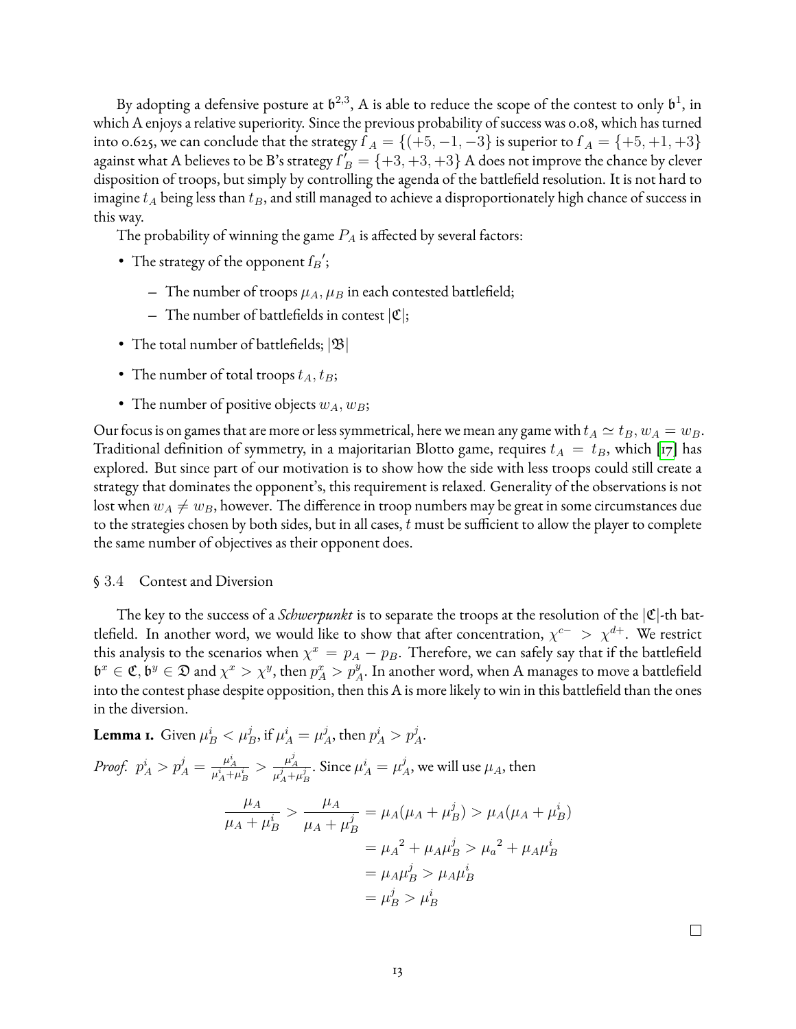By adopting a defensive posture at $\mathfrak{b}^{2,3}$, A is able to reduce the scope of the contest to only $\mathfrak{b}^1$, in which A enjoys a relative superiority. Since the previous probability of success was 0.08, which has turned into 0.625, we can conclude that the strategy $f_A = \{(+5, -1, -3\}$ is superior to $f_A = \{+5, +1, +3\}$ against what A believes to be B's strategy $f'_B = \{+3, +3, +3\}$ A does not improve the chance by clever disposition of troops, but simply by controlling the agenda of the battlefield resolution. It is not hard to imagine $t_A$ being less than $t_B$, and still managed to achieve a disproportionately high chance of success in this way.

The probability of winning the game $P_A$ is affected by several factors:

- The strategy of the opponent $f_B{}'$;
  - The number of troops $\mu_A, \mu_B$ in each contested battlefield;
  - The number of battlefields in contest $|\mathfrak{C}|$;
- The total number of battlefields; $|\mathfrak{B}|$
- The number of total troops $t_A, t_B$;
- The number of positive objects $w_A, w_B$;

Our focus is on games that are more or less symmetrical, here we mean any game with $t_A \simeq t_B, w_A = w_B$. Traditional definition of symmetry, in a majoritarian Blotto game, requires $t_A = t_B$, which [17] has explored. But since part of our motivation is to show how the side with less troops could still create a strategy that dominates the opponent's, this requirement is relaxed. Generality of the observations is not lost when $w_A \neq w_B$, however. The difference in troop numbers may be great in some circumstances due to the strategies chosen by both sides, but in all cases, $t$ must be sufficient to allow the player to complete the same number of objectives as their opponent does.

## § 3.4 Contest and Diversion

The key to the success of a *Schwerpunkt* is to separate the troops at the resolution of the $|\mathfrak{C}|$-th battlefield. In another word, we would like to show that after concentration, $\chi^{c-} > \chi^{d+}$. We restrict this analysis to the scenarios when $\chi^x = p_A - p_B$. Therefore, we can safely say that if the battlefield $\mathfrak{b}^x \in \mathfrak{C}, \mathfrak{b}^y \in \mathfrak{D}$ and $\chi^x > \chi^y$, then $p^x_A > p^y_A$. In another word, when A manages to move a battlefield into the contest phase despite opposition, then this A is more likely to win in this battlefield than the ones in the diversion.

**Lemma 1.** Given $\mu^i_B < \mu^j_B$, if $\mu^i_A = \mu^j_A$, then $p^i_A > p^j_A$.

*Proof.* $p^i_A > p^j_A = \frac{\mu^i_A}{\mu^i_A + \mu^i_B} > \frac{\mu^j_A}{\mu^j_A + \mu^j_B}$. Since $\mu^i_A = \mu^j_A$, we will use $\mu_A$, then

$$
\begin{aligned}
\frac{\mu_A}{\mu_A + \mu^i_B} > \frac{\mu_A}{\mu_A + \mu^j_B} &= \mu_A(\mu_A + \mu^j_B) > \mu_A(\mu_A + \mu^i_B) \\
&= {\mu_A}^2 + \mu_A \mu^j_B > {\mu_a}^2 + \mu_A \mu^i_B \\
&= \mu_A \mu^j_B > \mu_A \mu^i_B \\
&= \mu^j_B > \mu^i_B
\end{aligned}
$$

□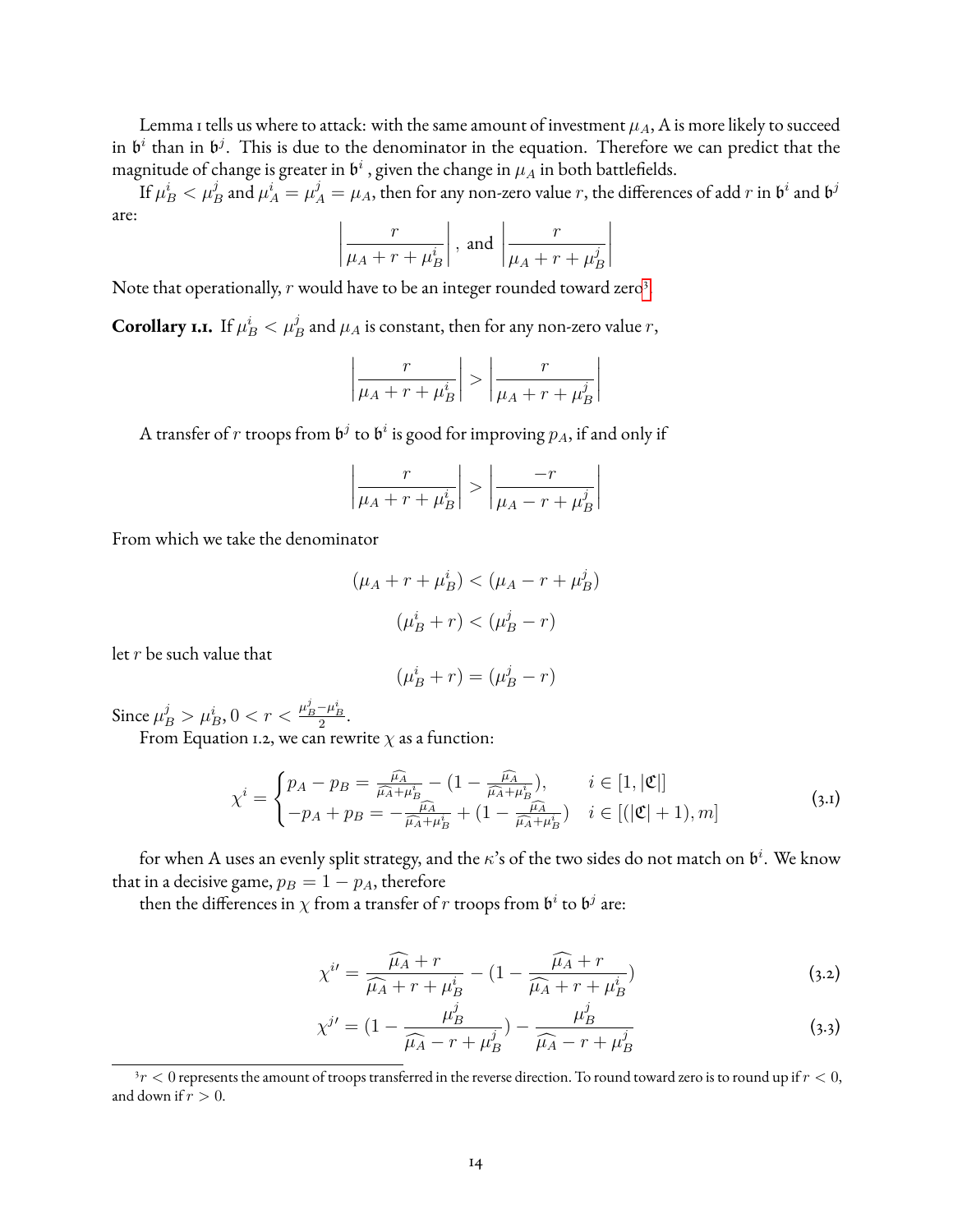Lemma 1 tells us where to attack: with the same amount of investment $\mu_A$, A is more likely to succeed in $\mathfrak{b}^i$ than in $\mathfrak{b}^j$. This is due to the denominator in the equation. Therefore we can predict that the magnitude of change is greater in $\mathfrak{b}^i$, given the change in $\mu_A$ in both battlefields.

If $\mu_B^i < \mu_B^j$ and $\mu_A^i = \mu_A^j = \mu_A$, then for any non-zero value $r$, the differences of add $r$ in $\mathfrak{b}^i$ and $\mathfrak{b}^j$ are:

$$\left|\frac{r}{\mu_A + r + \mu_B^i}\right|, \text{ and } \left|\frac{r}{\mu_A + r + \mu_B^j}\right|$$

Note that operationally, $r$ would have to be an integer rounded toward zero[3].

**Corollary 1.1.** If $\mu_B^i < \mu_B^j$ and $\mu_A$ is constant, then for any non-zero value $r$,

$$\left|\frac{r}{\mu_A + r + \mu_B^i}\right| > \left|\frac{r}{\mu_A + r + \mu_B^j}\right|$$

A transfer of $r$ troops from $\mathfrak{b}^j$ to $\mathfrak{b}^i$ is good for improving $p_A$, if and only if

$$\left|\frac{r}{\mu_A + r + \mu_B^i}\right| > \left|\frac{-r}{\mu_A - r + \mu_B^j}\right|$$

From which we take the denominator

$$(\mu_A + r + \mu_B^i) < (\mu_A - r + \mu_B^j)$$

$$(\mu_B^i + r) < (\mu_B^j - r)$$

let $r$ be such value that

$$(\mu_B^i + r) = (\mu_B^j - r)$$

Since $\mu_B^j > \mu_B^i$, $0 < r < \frac{\mu_B^j - \mu_B^i}{2}$.

From Equation 1.2, we can rewrite $\chi$ as a function:

$$\chi^i = \begin{cases} p_A - p_B = \frac{\widehat{\mu_A}}{\widehat{\mu_A} + \mu_B^i} - (1 - \frac{\widehat{\mu_A}}{\widehat{\mu_A} + \mu_B^i}), & i \in [1, |\mathfrak{C}|] \\ -p_A + p_B = -\frac{\widehat{\mu_A}}{\widehat{\mu_A} + \mu_B^i} + (1 - \frac{\widehat{\mu_A}}{\widehat{\mu_A} + \mu_B^i}) & i \in [(|\mathfrak{C}| + 1), m] \end{cases} \tag{3.1}$$

for when A uses an evenly split strategy, and the $\kappa$'s of the two sides do not match on $\mathfrak{b}^i$. We know that in a decisive game, $p_B = 1 - p_A$, therefore

then the differences in $\chi$ from a transfer of $r$ troops from $\mathfrak{b}^i$ to $\mathfrak{b}^j$ are:

$$\chi^{i\prime} = \frac{\widehat{\mu_A} + r}{\widehat{\mu_A} + r + \mu_B^i} - (1 - \frac{\widehat{\mu_A} + r}{\widehat{\mu_A} + r + \mu_B^i}) \tag{3.2}$$

$$\chi^{j\prime} = (1 - \frac{\mu_B^j}{\widehat{\mu_A} - r + \mu_B^j}) - \frac{\mu_B^j}{\widehat{\mu_A} - r + \mu_B^j} \tag{3.3}$$

[3] $r < 0$ represents the amount of troops transferred in the reverse direction. To round toward zero is to round up if $r < 0$, and down if $r > 0$.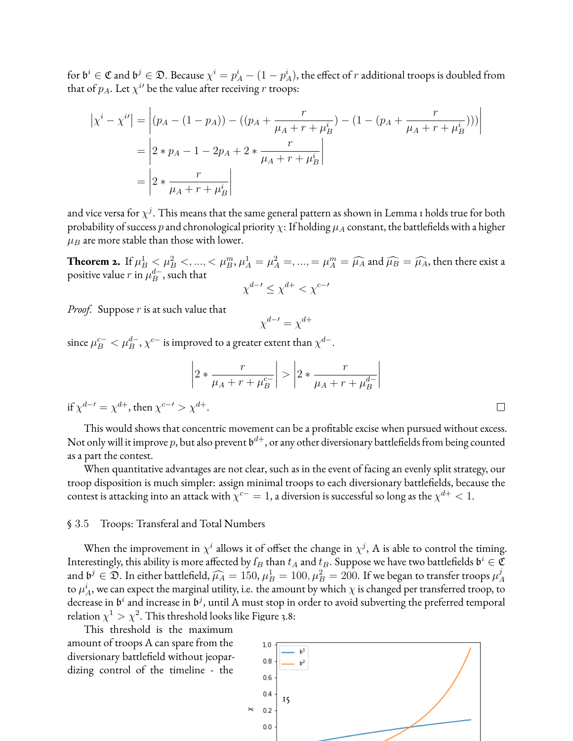for $\mathfrak{b}^i \in \mathfrak{C}$ and $\mathfrak{b}^j \in \mathfrak{D}$. Because $\chi^i = p_A^i - (1 - p_A^i)$, the effect of $r$ additional troops is doubled from that of $p_A$. Let $\chi^{i\prime}$ be the value after receiving $r$ troops:

$$
\begin{aligned}
\left|\chi^i - \chi^{i\prime}\right| &= \left|(p_A - (1-p_A)) - ((p_A + \frac{r}{\mu_A + r + \mu_B^i}) - (1 - (p_A + \frac{r}{\mu_A + r + \mu_B^i})))\right| \\
&= \left|2 * p_A - 1 - 2p_A + 2 * \frac{r}{\mu_A + r + \mu_B^i}\right| \\
&= \left|2 * \frac{r}{\mu_A + r + \mu_B^i}\right|
\end{aligned}
$$

and vice versa for $\chi^j$. This means that the same general pattern as shown in Lemma 1 holds true for both probability of success $p$ and chronological priority $\chi$: If holding $\mu_A$ constant, the battlefields with a higher $\mu_B$ are more stable than those with lower.

**Theorem 2.** If $\mu_B^1 < \mu_B^2 <, ..., < \mu_B^m, \mu_A^1 = \mu_A^2 =, ..., = \mu_A^m = \widehat{\mu_A}$ and $\widehat{\mu_B} = \widehat{\mu_A}$, then there exist a positive value $r$ in $\mu_B^{d-}$, such that

$$\chi^{d-\prime} \leq \chi^{d+} < \chi^{c-\prime}$$

*Proof.* Suppose $r$ is at such value that

$$\chi^{d-\prime} = \chi^{d+}$$

since $\mu_B^{c-} < \mu_B^{d-}$, $\chi^{c-}$ is improved to a greater extent than $\chi^{d-}$.

$$\left|2 * \frac{r}{\mu_A + r + \mu_B^{c-}}\right| > \left|2 * \frac{r}{\mu_A + r + \mu_B^{d-}}\right|$$

if $\chi^{d-\prime} = \chi^{d+}$, then $\chi^{c-\prime} > \chi^{d+}$. □

This would shows that concentric movement can be a profitable excise when pursued without excess. Not only will it improve $p$, but also prevent $\mathfrak{b}^{d+}$, or any other diversionary battlefields from being counted as a part the contest.

When quantitative advantages are not clear, such as in the event of facing an evenly split strategy, our troop disposition is much simpler: assign minimal troops to each diversionary battlefields, because the contest is attacking into an attack with $\chi^{c-} = 1$, a diversion is successful so long as the $\chi^{d+} < 1$.

## § 3.5 Troops: Transferal and Total Numbers

When the improvement in $\chi^i$ allows it of offset the change in $\chi^j$, A is able to control the timing. Interestingly, this ability is more affected by $f_B$ than $t_A$ and $t_B$. Suppose we have two battlefields $\mathfrak{b}^i \in \mathfrak{C}$ and $\mathfrak{b}^j \in \mathfrak{D}$. In either battlefield, $\widehat{\mu_A} = 150, \mu_B^1 = 100, \mu_B^2 = 200$. If we began to transfer troops $\mu_A^j$ to $\mu_A^i$, we can expect the marginal utility, i.e. the amount by which $\chi$ is changed per transferred troop, to decrease in $\mathfrak{b}^i$ and increase in $\mathfrak{b}^j$, until A must stop in order to avoid subverting the preferred temporal relation $\chi^1 > \chi^2$. This threshold looks like Figure 3.8:

This threshold is the maximum amount of troops A can spare from the diversionary battlefield without jeopardizing control of the timeline - the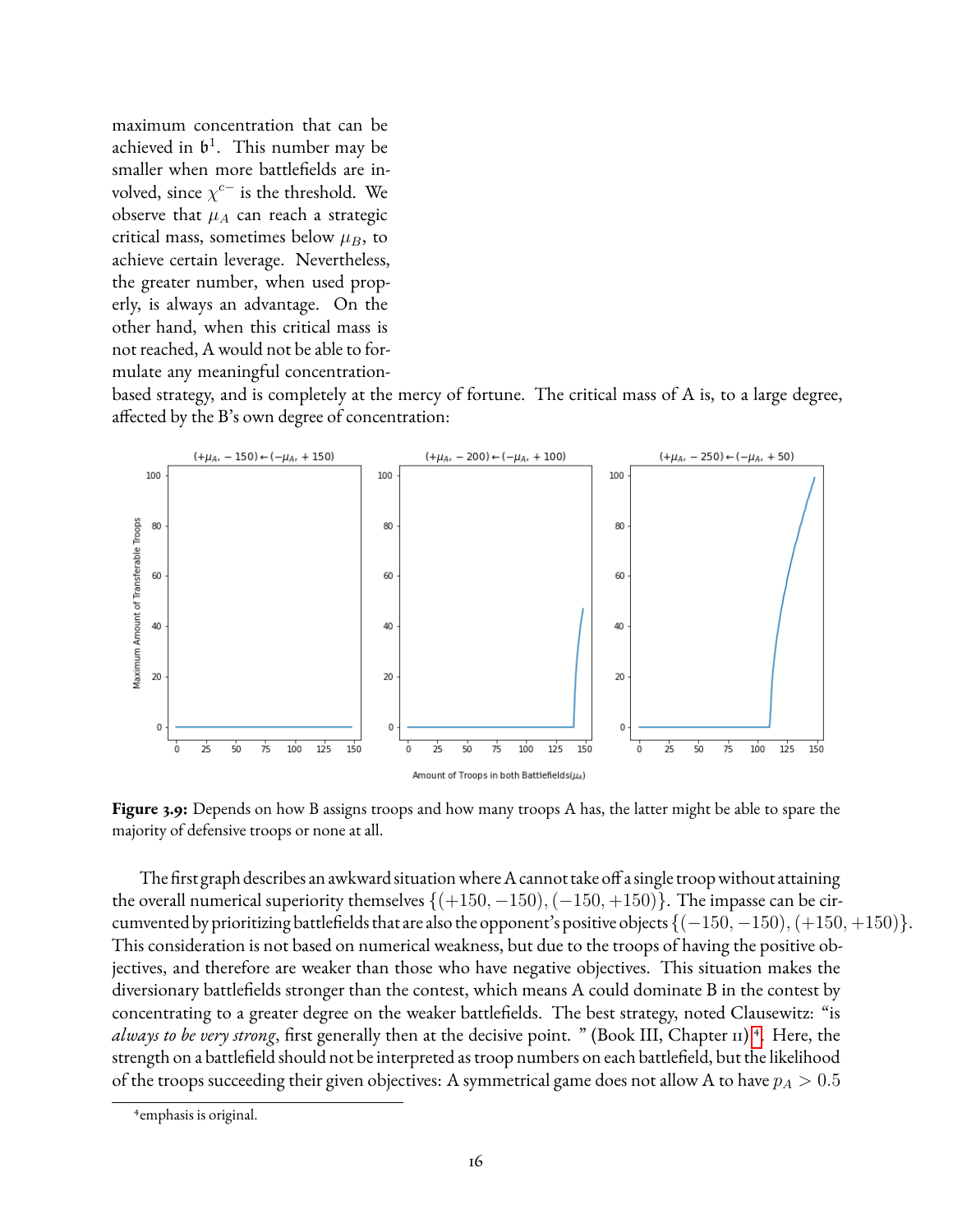maximum concentration that can be achieved in $\mathfrak{b}^1$. This number may be smaller when more battlefields are involved, since $\chi^{c-}$ is the threshold. We observe that $\mu_A$ can reach a strategic critical mass, sometimes below $\mu_B$, to achieve certain leverage. Nevertheless, the greater number, when used properly, is always an advantage. On the other hand, when this critical mass is not reached, A would not be able to formulate any meaningful concentration-based strategy, and is completely at the mercy of fortune. The critical mass of A is, to a large degree, affected by the B's own degree of concentration:

**Figure 3.9:** Depends on how B assigns troops and how many troops A has, the latter might be able to spare the majority of defensive troops or none at all.

The first graph describes an awkward situation where A cannot take off a single troop without attaining the overall numerical superiority themselves $\{(+150, -150), (-150, +150)\}$. The impasse can be circumvented by prioritizing battlefields that are also the opponent's positive objects $\{(-150, -150), (+150, +150)\}$. This consideration is not based on numerical weakness, but due to the troops of having the positive objectives, and therefore are weaker than those who have negative objectives. This situation makes the diversionary battlefields stronger than the contest, which means A could dominate B in the contest by concentrating to a greater degree on the weaker battlefields. The best strategy, noted Clausewitz: "is *always to be very strong*, first generally then at the decisive point. " (Book III, Chapter 11)[4]. Here, the strength on a battlefield should not be interpreted as troop numbers on each battlefield, but the likelihood of the troops succeeding their given objectives: A symmetrical game does not allow A to have $p_A > 0.5$

[4]emphasis is original.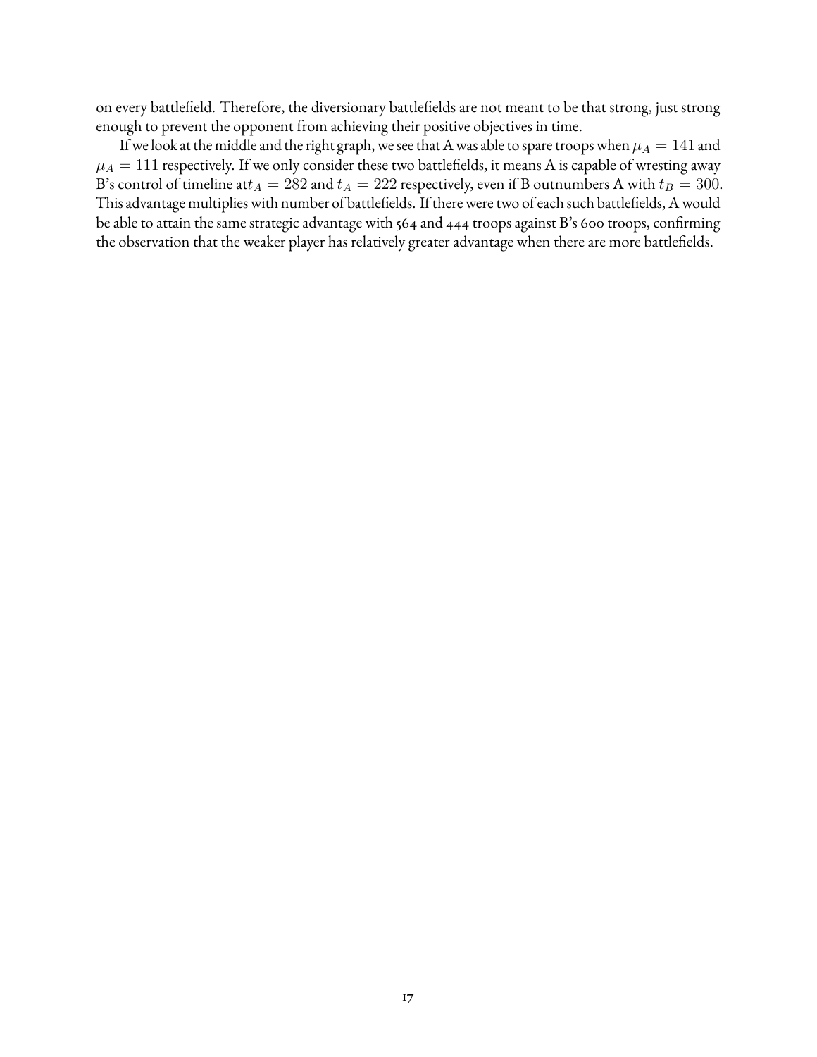on every battlefield. Therefore, the diversionary battlefields are not meant to be that strong, just strong enough to prevent the opponent from achieving their positive objectives in time.

If we look at the middle and the right graph, we see that A was able to spare troops when $\mu_A = 141$ and $\mu_A = 111$ respectively. If we only consider these two battlefields, it means A is capable of wresting away B's control of timeline at$t_A = 282$ and $t_A = 222$ respectively, even if B outnumbers A with $t_B = 300$. This advantage multiplies with number of battlefields. If there were two of each such battlefields, A would be able to attain the same strategic advantage with 564 and 444 troops against B's 600 troops, confirming the observation that the weaker player has relatively greater advantage when there are more battlefields.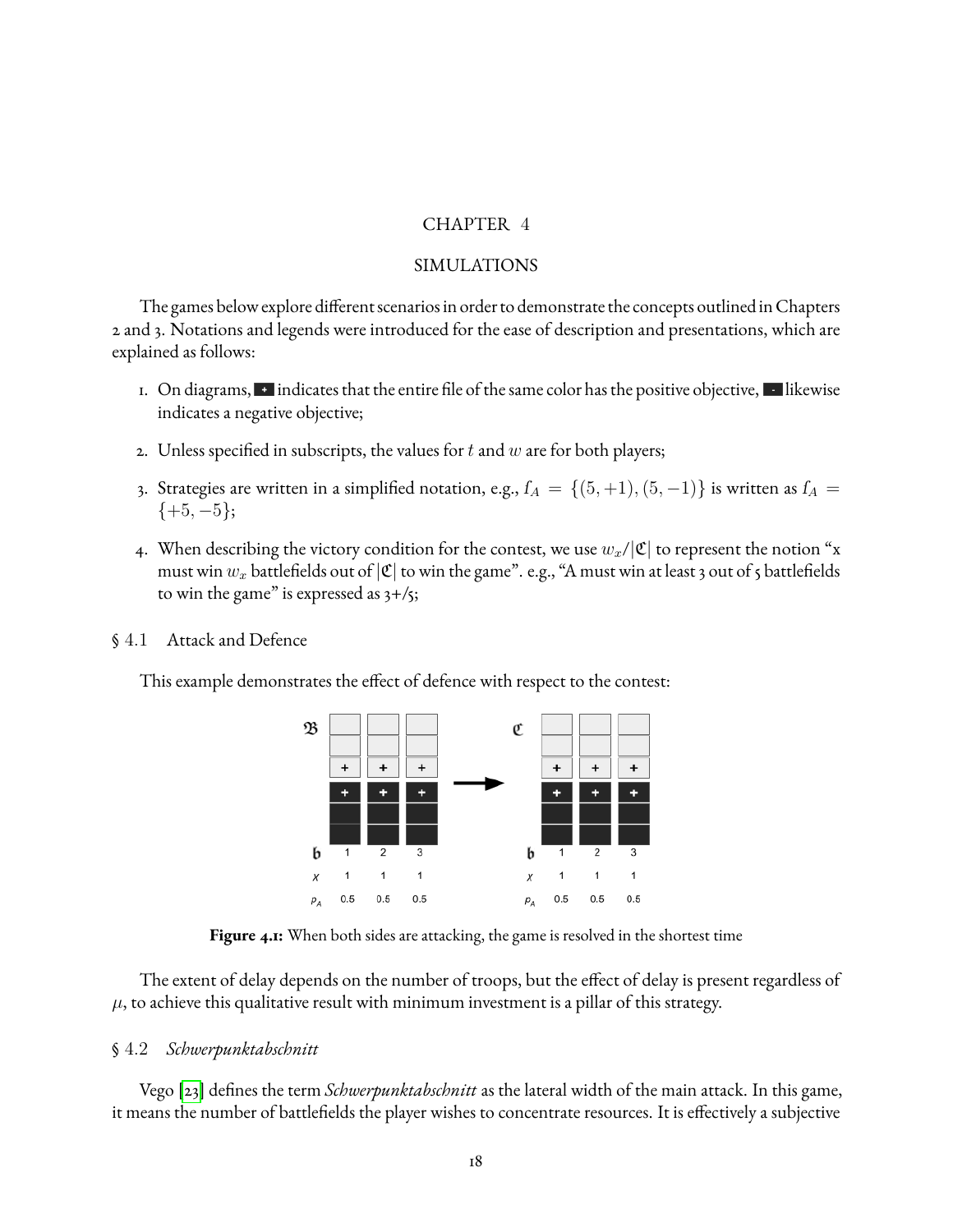# CHAPTER 4

# SIMULATIONS

The games below explore different scenarios in order to demonstrate the concepts outlined in Chapters 2 and 3. Notations and legends were introduced for the ease of description and presentations, which are explained as follows:

1. On diagrams, **+** indicates that the entire file of the same color has the positive objective, **-** likewise indicates a negative objective;
2. Unless specified in subscripts, the values for $t$ and $w$ are for both players;
3. Strategies are written in a simplified notation, e.g., $f_A = \{(5, +1), (5, -1)\}$ is written as $f_A = \{+5, -5\}$;
4. When describing the victory condition for the contest, we use $w_x/|\mathfrak{C}|$ to represent the notion "x must win $w_x$ battlefields out of $|\mathfrak{C}|$ to win the game". e.g., "A must win at least 3 out of 5 battlefields to win the game" is expressed as 3+/5;

## § 4.1 Attack and Defence

This example demonstrates the effect of defence with respect to the contest:

**Figure 4.1:** When both sides are attacking, the game is resolved in the shortest time

The extent of delay depends on the number of troops, but the effect of delay is present regardless of $\mu$, to achieve this qualitative result with minimum investment is a pillar of this strategy.

## § 4.2 *Schwerpunktabschnitt*

Vego [23] defines the term *Schwerpunktabschnitt* as the lateral width of the main attack. In this game, it means the number of battlefields the player wishes to concentrate resources. It is effectively a subjective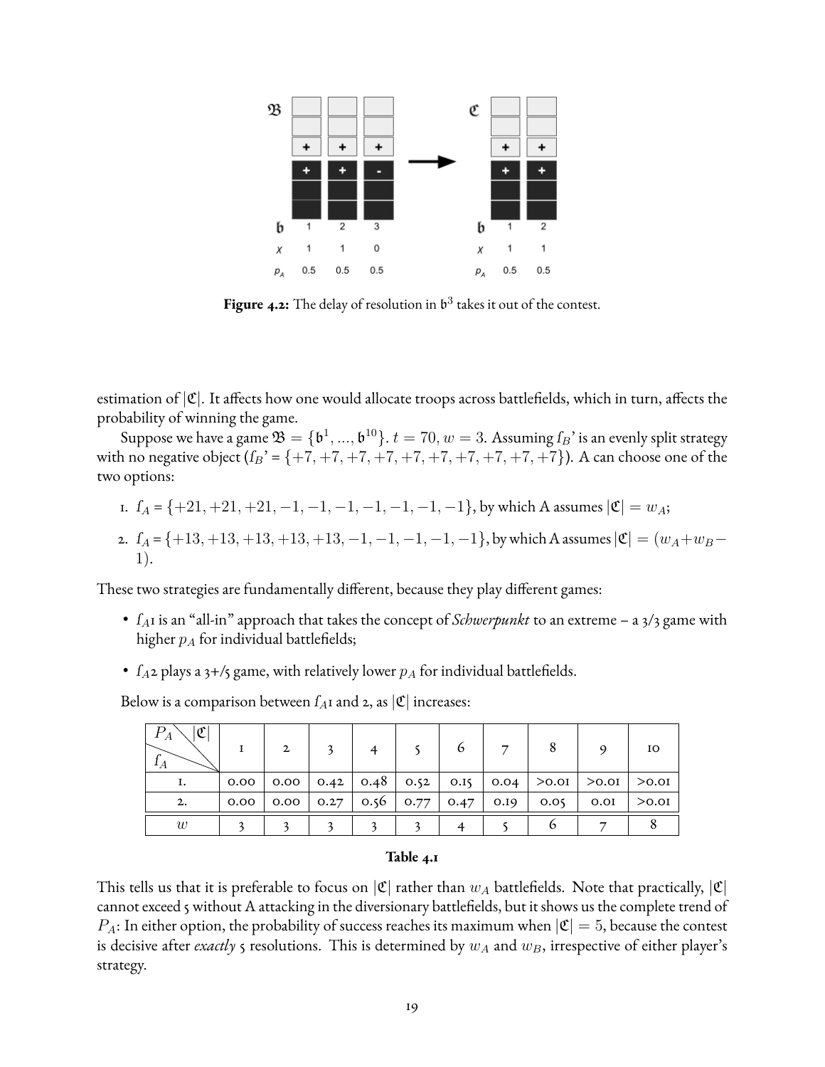**Figure 4.2:** The delay of resolution in $\mathfrak{b}^3$ takes it out of the contest.

estimation of $|\mathfrak{C}|$. It affects how one would allocate troops across battlefields, which in turn, affects the probability of winning the game.

Suppose we have a game $\mathfrak{B} = \{\mathfrak{b}^1, ..., \mathfrak{b}^{10}\}$. $t = 70$, $w = 3$. Assuming $f_B$' is an evenly split strategy with no negative object ($f_B$' = $\{+7, +7, +7, +7, +7, +7, +7, +7, +7, +7\}$). A can choose one of the two options:

1. $f_A$ = $\{+21, +21, +21, -1, -1, -1, -1, -1, -1, -1\}$, by which A assumes $|\mathfrak{C}| = w_A$;
2. $f_A$ = $\{+13, +13, +13, +13, +13, -1, -1, -1, -1, -1\}$, by which A assumes $|\mathfrak{C}| = (w_A + w_B - 1)$.

These two strategies are fundamentally different, because they play different games:

- $f_A$1 is an "all-in" approach that takes the concept of *Schwerpunkt* to an extreme – a 3/3 game with higher $p_A$ for individual battlefields;
- $f_A$2 plays a 3+/5 game, with relatively lower $p_A$ for individual battlefields.

Below is a comparison between $f_A$1 and 2, as $|\mathfrak{C}|$ increases:

| $P_A$ \ $\lvert\mathfrak{C}\rvert$ / $f_A$ | 1 | 2 | 3 | 4 | 5 | 6 | 7 | 8 | 9 | 10 |
|---|---|---|---|---|---|---|---|---|---|---|
| 1. | 0.00 | 0.00 | 0.42 | 0.48 | 0.52 | 0.15 | 0.04 | >0.01 | >0.01 | >0.01 |
| 2. | 0.00 | 0.00 | 0.27 | 0.56 | 0.77 | 0.47 | 0.19 | 0.05 | 0.01 | >0.01 |
| $w$ | 3 | 3 | 3 | 3 | 3 | 4 | 5 | 6 | 7 | 8 |

**Table 4.1**

This tells us that it is preferable to focus on $|\mathfrak{C}|$ rather than $w_A$ battlefields. Note that practically, $|\mathfrak{C}|$ cannot exceed 5 without A attacking in the diversionary battlefields, but it shows us the complete trend of $P_A$: In either option, the probability of success reaches its maximum when $|\mathfrak{C}| = 5$, because the contest is decisive after *exactly* 5 resolutions. This is determined by $w_A$ and $w_B$, irrespective of either player's strategy.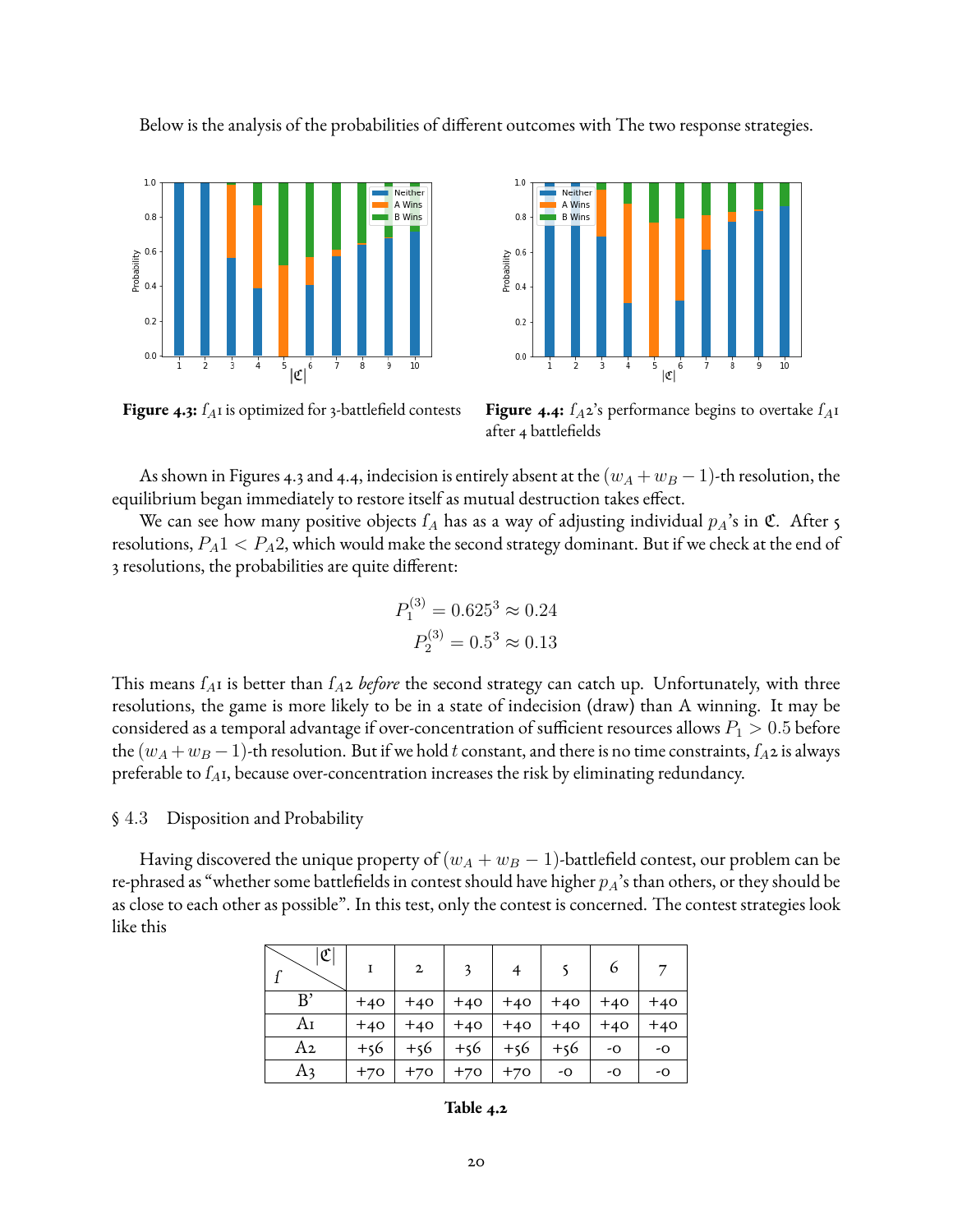Below is the analysis of the probabilities of different outcomes with The two response strategies.

**Figure 4.3:** $f_A$1 is optimized for 3-battlefield contests

**Figure 4.4:** $f_A$2's performance begins to overtake $f_A$1 after 4 battlefields

As shown in Figures 4.3 and 4.4, indecision is entirely absent at the $(w_A + w_B - 1)$-th resolution, the equilibrium began immediately to restore itself as mutual destruction takes effect.

We can see how many positive objects $f_A$ has as a way of adjusting individual $p_A$'s in $\mathfrak{C}$. After 5 resolutions, $P_A1 < P_A2$, which would make the second strategy dominant. But if we check at the end of 3 resolutions, the probabilities are quite different:

$$P_1^{(3)} = 0.625^3 \approx 0.24$$
$$P_2^{(3)} = 0.5^3 \approx 0.13$$

This means $f_A$1 is better than $f_A$2 *before* the second strategy can catch up. Unfortunately, with three resolutions, the game is more likely to be in a state of indecision (draw) than A winning. It may be considered as a temporal advantage if over-concentration of sufficient resources allows $P_1 > 0.5$ before the $(w_A + w_B - 1)$-th resolution. But if we hold $t$ constant, and there is no time constraints, $f_A$2 is always preferable to $f_A$1, because over-concentration increases the risk by eliminating redundancy.

## § 4.3 Disposition and Probability

Having discovered the unique property of $(w_A + w_B - 1)$-battlefield contest, our problem can be re-phrased as "whether some battlefields in contest should have higher $p_A$'s than others, or they should be as close to each other as possible". In this test, only the contest is concerned. The contest strategies look like this

| $f$ \ $\lvert\mathfrak{C}\rvert$ | 1 | 2 | 3 | 4 | 5 | 6 | 7 |
|---|---|---|---|---|---|---|---|
| B' | +40 | +40 | +40 | +40 | +40 | +40 | +40 |
| A1 | +40 | +40 | +40 | +40 | +40 | +40 | +40 |
| A2 | +56 | +56 | +56 | +56 | +56 | -0 | -0 |
| A3 | +70 | +70 | +70 | +70 | -0 | -0 | -0 |

**Table 4.2**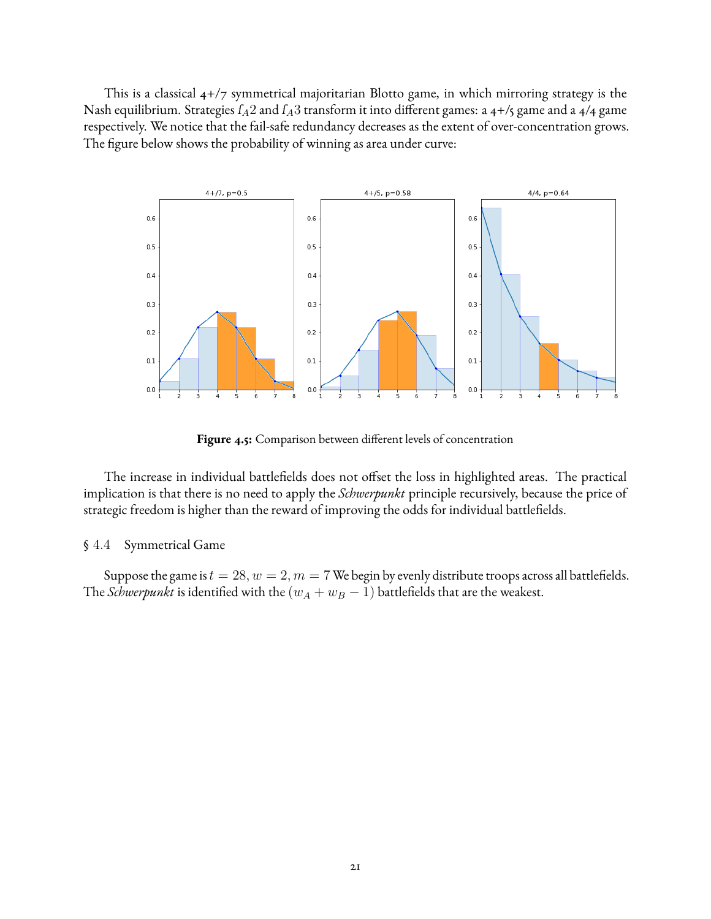This is a classical 4+/7 symmetrical majoritarian Blotto game, in which mirroring strategy is the Nash equilibrium. Strategies $f_A2$ and $f_A3$ transform it into different games: a 4+/5 game and a 4/4 game respectively. We notice that the fail-safe redundancy decreases as the extent of over-concentration grows. The figure below shows the probability of winning as area under curve:

**Figure 4.5:** Comparison between different levels of concentration

The increase in individual battlefields does not offset the loss in highlighted areas. The practical implication is that there is no need to apply the *Schwerpunkt* principle recursively, because the price of strategic freedom is higher than the reward of improving the odds for individual battlefields.

## § 4.4 Symmetrical Game

Suppose the game is $t = 28, w = 2, m = 7$ We begin by evenly distribute troops across all battlefields. The *Schwerpunkt* is identified with the $(w_A + w_B - 1)$ battlefields that are the weakest.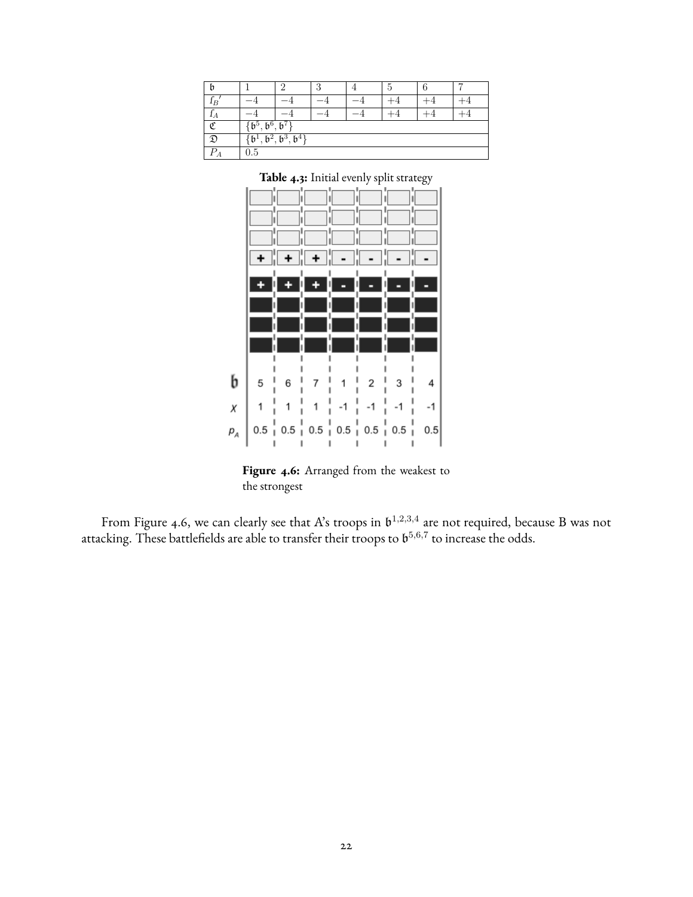| $\mathfrak{b}$ | 1 | 2 | 3 | 4 | 5 | 6 | 7 |
|---|---|---|---|---|---|---|---|
| $f_B{}'$ | $-4$ | $-4$ | $-4$ | $-4$ | $+4$ | $+4$ | $+4$ |
| $f_A$ | $-4$ | $-4$ | $-4$ | $-4$ | $+4$ | $+4$ | $+4$ |
| $\mathfrak{C}$ | $\{\mathfrak{b}^5, \mathfrak{b}^6, \mathfrak{b}^7\}$ | | | | | | |
| $\mathfrak{D}$ | $\{\mathfrak{b}^1, \mathfrak{b}^2, \mathfrak{b}^3, \mathfrak{b}^4\}$ | | | | | | |
| $P_A$ | 0.5 | | | | | | |

**Table 4.3:** Initial evenly split strategy

| $\mathfrak{b}$ | 5 | 6 | 7 | 1 | 2 | 3 | 4 |
|---|---|---|---|---|---|---|---|
| $\chi$ | 1 | 1 | 1 | -1 | -1 | -1 | -1 |
| $p_A$ | 0.5 | 0.5 | 0.5 | 0.5 | 0.5 | 0.5 | 0.5 |

**Figure 4.6:** Arranged from the weakest to the strongest

From Figure 4.6, we can clearly see that A's troops in $\mathfrak{b}^{1,2,3,4}$ are not required, because B was not attacking. These battlefields are able to transfer their troops to $\mathfrak{b}^{5,6,7}$ to increase the odds.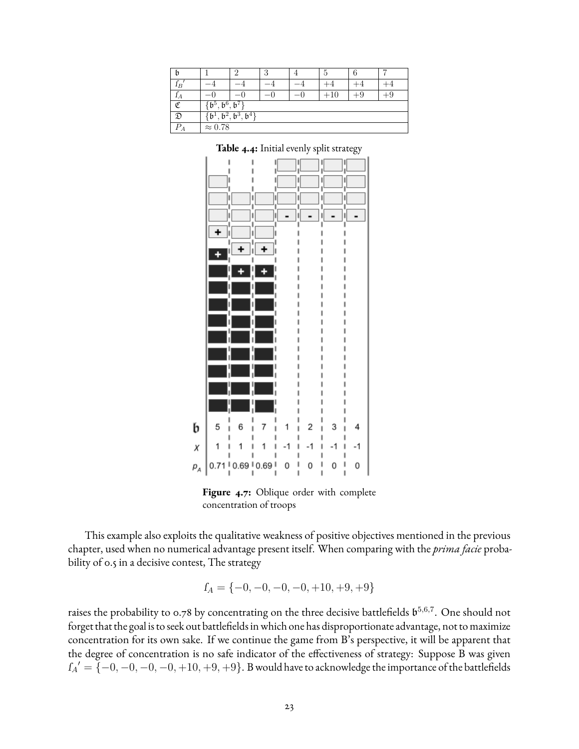| $\mathfrak{b}$ | 1 | 2 | 3 | 4 | 5 | 6 | 7 |
|---|---|---|---|---|---|---|---|
| $f_B{}'$ | $-4$ | $-4$ | $-4$ | $-4$ | $+4$ | $+4$ | $+4$ |
| $f_A$ | $-0$ | $-0$ | $-0$ | $-0$ | $+10$ | $+9$ | $+9$ |
| $\mathfrak{C}$ | $\{\mathfrak{b}^5, \mathfrak{b}^6, \mathfrak{b}^7\}$ | | | | | | |
| $\mathfrak{D}$ | $\{\mathfrak{b}^1, \mathfrak{b}^2, \mathfrak{b}^3, \mathfrak{b}^4\}$ | | | | | | |
| $P_A$ | $\approx 0.78$ | | | | | | |

**Table 4.4:** Initial evenly split strategy

**Figure 4.7:** Oblique order with complete concentration of troops

This example also exploits the qualitative weakness of positive objectives mentioned in the previous chapter, used when no numerical advantage present itself. When comparing with the *prima facie* probability of 0.5 in a decisive contest, The strategy

$$f_A = \{-0, -0, -0, -0, +10, +9, +9\}$$

raises the probability to 0.78 by concentrating on the three decisive battlefields $\mathfrak{b}^{5,6,7}$. One should not forget that the goal is to seek out battlefields in which one has disproportionate advantage, not to maximize concentration for its own sake. If we continue the game from B's perspective, it will be apparent that the degree of concentration is no safe indicator of the effectiveness of strategy: Suppose B was given $f_A{}' = \{-0, -0, -0, -0, +10, +9, +9\}$. B would have to acknowledge the importance of the battlefields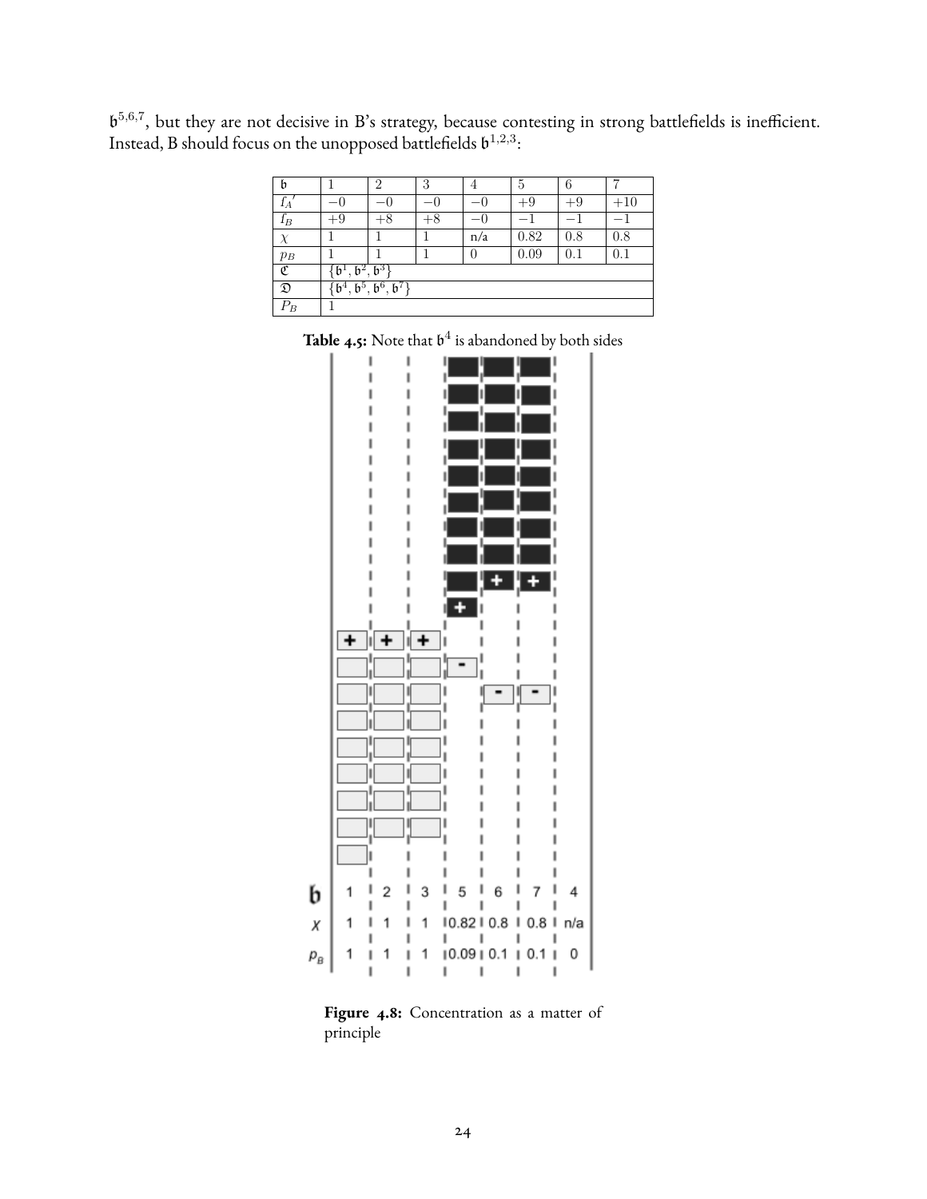$\mathfrak{b}^{5,6,7}$, but they are not decisive in B's strategy, because contesting in strong battlefields is inefficient. Instead, B should focus on the unopposed battlefields $\mathfrak{b}^{1,2,3}$:

| $\mathfrak{b}$ | 1 | 2 | 3 | 4 | 5 | 6 | 7 |
|---|---|---|---|---|---|---|---|
| $f_A{}'$ | $-0$ | $-0$ | $-0$ | $-0$ | $+9$ | $+9$ | $+10$ |
| $f_B$ | $+9$ | $+8$ | $+8$ | $-0$ | $-1$ | $-1$ | $-1$ |
| $\chi$ | 1 | 1 | 1 | n/a | 0.82 | 0.8 | 0.8 |
| $p_B$ | 1 | 1 | 1 | 0 | 0.09 | 0.1 | 0.1 |
| $\mathfrak{C}$ | $\{\mathfrak{b}^1, \mathfrak{b}^2, \mathfrak{b}^3\}$ | | | | | | |
| $\mathfrak{D}$ | $\{\mathfrak{b}^4, \mathfrak{b}^5, \mathfrak{b}^6, \mathfrak{b}^7\}$ | | | | | | |
| $P_B$ | 1 | | | | | | |

**Table 4.5:** Note that $\mathfrak{b}^4$ is abandoned by both sides

**Figure 4.8:** Concentration as a matter of principle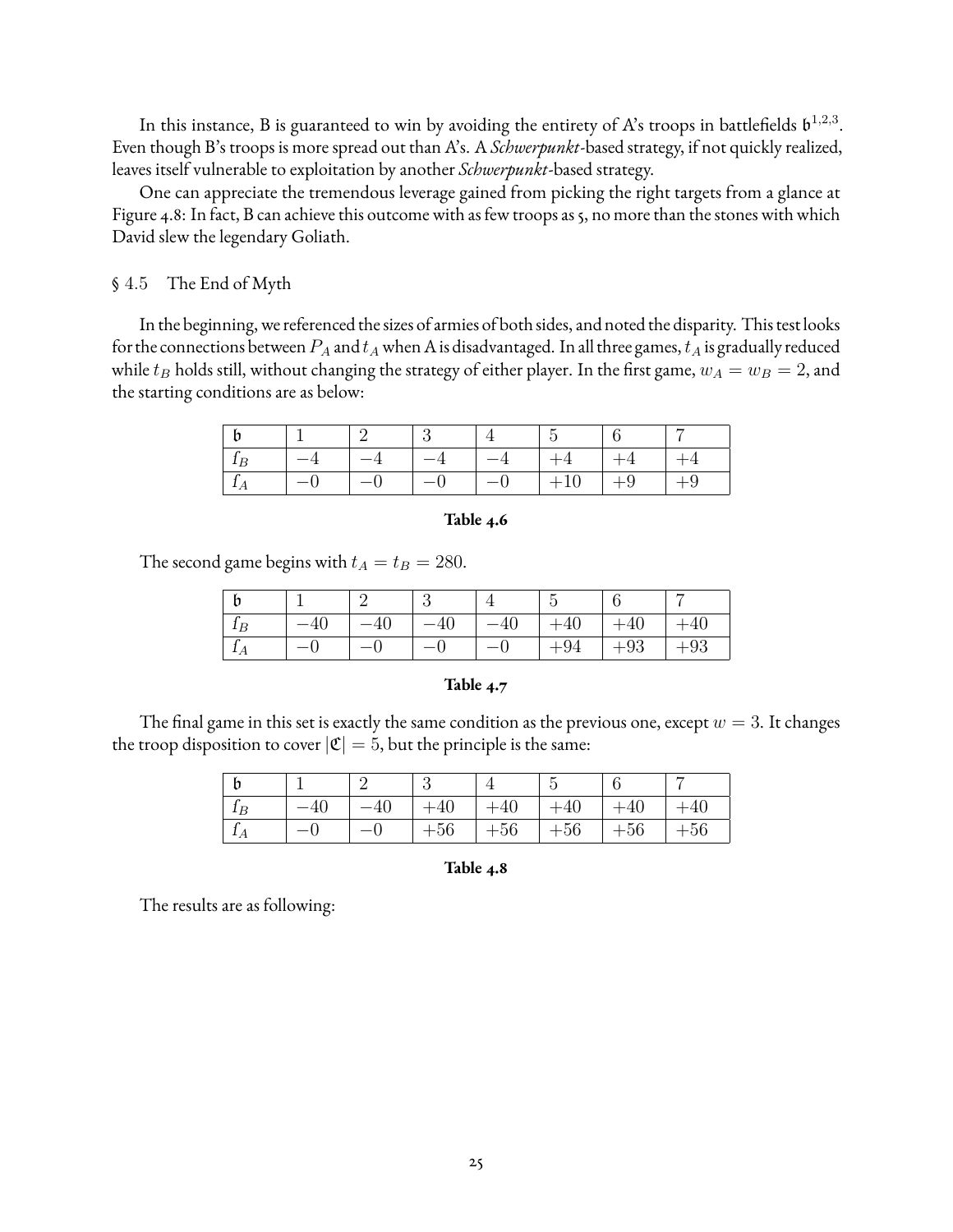In this instance, B is guaranteed to win by avoiding the entirety of A's troops in battlefields $\mathfrak{b}^{1,2,3}$. Even though B's troops is more spread out than A's. A *Schwerpunkt*-based strategy, if not quickly realized, leaves itself vulnerable to exploitation by another *Schwerpunkt*-based strategy.

One can appreciate the tremendous leverage gained from picking the right targets from a glance at Figure 4.8: In fact, B can achieve this outcome with as few troops as 5, no more than the stones with which David slew the legendary Goliath.

## § 4.5 The End of Myth

In the beginning, we referenced the sizes of armies of both sides, and noted the disparity. This test looks for the connections between $P_A$ and $t_A$ when A is disadvantaged. In all three games, $t_A$ is gradually reduced while $t_B$ holds still, without changing the strategy of either player. In the first game, $w_A = w_B = 2$, and the starting conditions are as below:

| $\mathfrak{b}$ | 1 | 2 | 3 | 4 | 5 | 6 | 7 |
|---|---|---|---|---|---|---|---|
| $f_B$ | $-4$ | $-4$ | $-4$ | $-4$ | $+4$ | $+4$ | $+4$ |
| $f_A$ | $-0$ | $-0$ | $-0$ | $-0$ | $+10$ | $+9$ | $+9$ |

**Table 4.6**

The second game begins with $t_A = t_B = 280$.

| $\mathfrak{b}$ | 1 | 2 | 3 | 4 | 5 | 6 | 7 |
|---|---|---|---|---|---|---|---|
| $f_B$ | $-40$ | $-40$ | $-40$ | $-40$ | $+40$ | $+40$ | $+40$ |
| $f_A$ | $-0$ | $-0$ | $-0$ | $-0$ | $+94$ | $+93$ | $+93$ |

**Table 4.7**

The final game in this set is exactly the same condition as the previous one, except $w = 3$. It changes the troop disposition to cover $|\mathfrak{C}| = 5$, but the principle is the same:

| $\mathfrak{b}$ | 1 | 2 | 3 | 4 | 5 | 6 | 7 |
|---|---|---|---|---|---|---|---|
| $f_B$ | $-40$ | $-40$ | $+40$ | $+40$ | $+40$ | $+40$ | $+40$ |
| $f_A$ | $-0$ | $-0$ | $+56$ | $+56$ | $+56$ | $+56$ | $+56$ |

**Table 4.8**

The results are as following: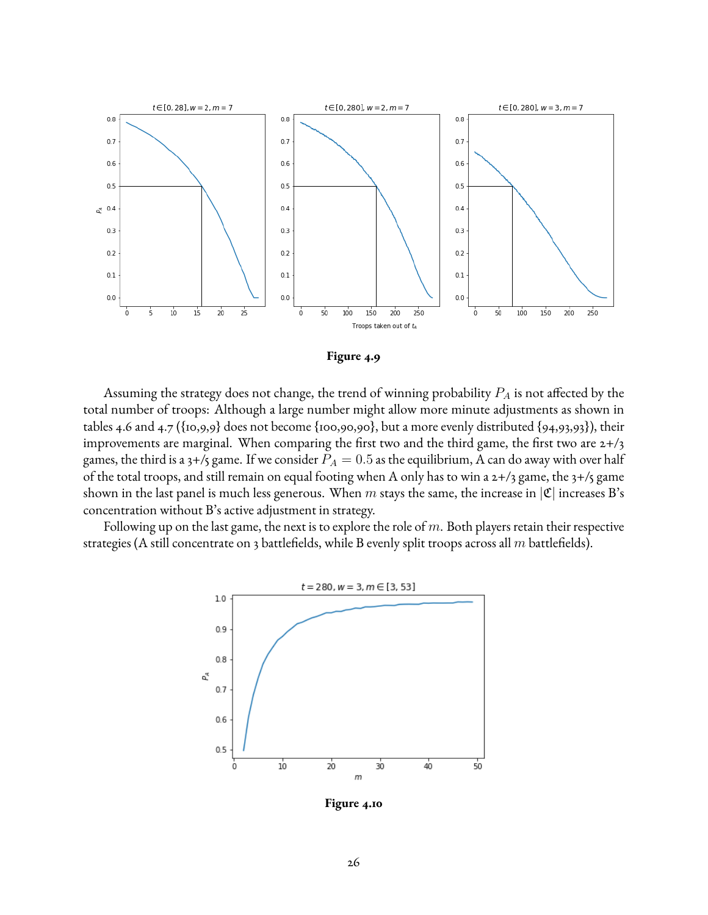**Figure 4.9**

Assuming the strategy does not change, the trend of winning probability $P_A$ is not affected by the total number of troops: Although a large number might allow more minute adjustments as shown in tables 4.6 and 4.7 ({10,9,9} does not become {100,90,90}, but a more evenly distributed {94,93,93}), their improvements are marginal. When comparing the first two and the third game, the first two are 2+/3 games, the third is a 3+/5 game. If we consider $P_A = 0.5$ as the equilibrium, A can do away with over half of the total troops, and still remain on equal footing when A only has to win a 2+/3 game, the 3+/5 game shown in the last panel is much less generous. When $m$ stays the same, the increase in $|\mathfrak{C}|$ increases B's concentration without B's active adjustment in strategy.

Following up on the last game, the next is to explore the role of $m$. Both players retain their respective strategies (A still concentrate on 3 battlefields, while B evenly split troops across all $m$ battlefields).

**Figure 4.10**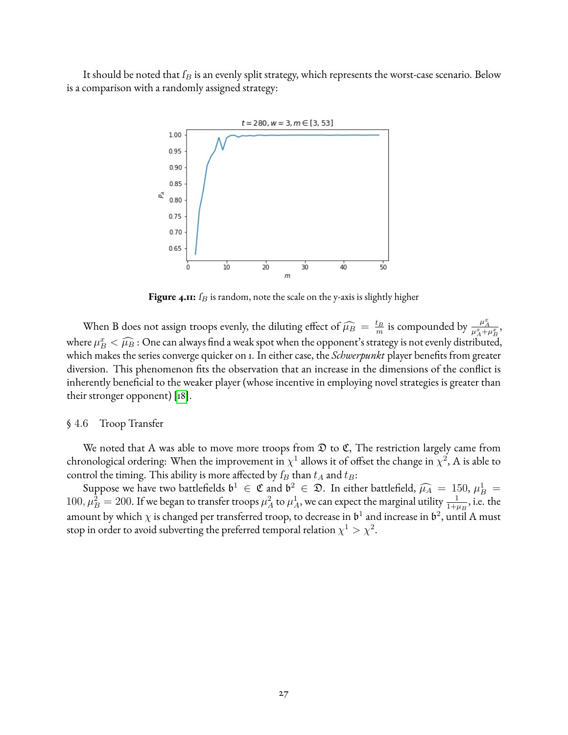It should be noted that $f_B$ is an evenly split strategy, which represents the worst-case scenario. Below is a comparison with a randomly assigned strategy:

**Figure 4.11:** $f_B$ is random, note the scale on the y-axis is slightly higher

When B does not assign troops evenly, the diluting effect of $\widehat{\mu_B} = \frac{t_B}{m}$ is compounded by $\frac{\mu_A^x}{\mu_A^x + \mu_B^x}$, where $\mu_B^x < \widehat{\mu_B}$ : One can always find a weak spot when the opponent's strategy is not evenly distributed, which makes the series converge quicker on 1. In either case, the *Schwerpunkt* player benefits from greater diversion. This phenomenon fits the observation that an increase in the dimensions of the conflict is inherently beneficial to the weaker player (whose incentive in employing novel strategies is greater than their stronger opponent) [18].

## § 4.6 Troop Transfer

We noted that A was able to move more troops from $\mathfrak{D}$ to $\mathfrak{C}$, The restriction largely came from chronological ordering: When the improvement in $\chi^1$ allows it of offset the change in $\chi^2$, A is able to control the timing. This ability is more affected by $f_B$ than $t_A$ and $t_B$:

Suppose we have two battlefields $\mathfrak{b}^1 \in \mathfrak{C}$ and $\mathfrak{b}^2 \in \mathfrak{D}$. In either battlefield, $\widehat{\mu_A} = 150$, $\mu_B^1 = 100$, $\mu_B^2 = 200$. If we began to transfer troops $\mu_A^2$ to $\mu_A^1$, we can expect the marginal utility $\frac{1}{1+\mu_B}$, i.e. the amount by which $\chi$ is changed per transferred troop, to decrease in $\mathfrak{b}^1$ and increase in $\mathfrak{b}^2$, until A must stop in order to avoid subverting the preferred temporal relation $\chi^1 > \chi^2$.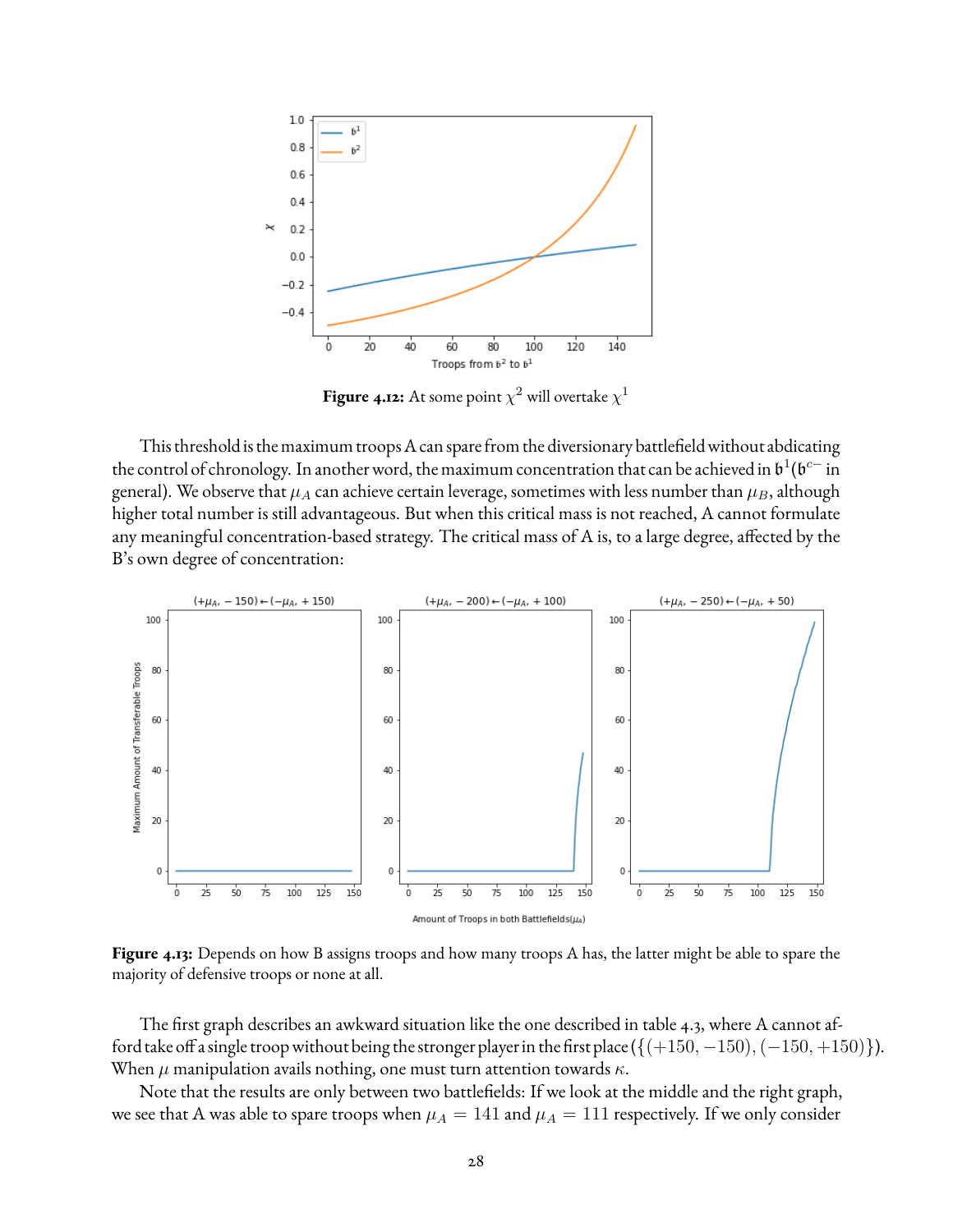**Figure 4.12:** At some point $\chi^2$ will overtake $\chi^1$

This threshold is the maximum troops A can spare from the diversionary battlefield without abdicating the control of chronology. In another word, the maximum concentration that can be achieved in $\mathfrak{b}^1$($\mathfrak{b}^{c-}$ in general). We observe that $\mu_A$ can achieve certain leverage, sometimes with less number than $\mu_B$, although higher total number is still advantageous. But when this critical mass is not reached, A cannot formulate any meaningful concentration-based strategy. The critical mass of A is, to a large degree, affected by the B's own degree of concentration:

**Figure 4.13:** Depends on how B assigns troops and how many troops A has, the latter might be able to spare the majority of defensive troops or none at all.

The first graph describes an awkward situation like the one described in table 4.3, where A cannot afford take off a single troop without being the stronger player in the first place ($\{(+150, -150), (-150, +150)\}$). When $\mu$ manipulation avails nothing, one must turn attention towards $\kappa$.

Note that the results are only between two battlefields: If we look at the middle and the right graph, we see that A was able to spare troops when $\mu_A = 141$ and $\mu_A = 111$ respectively. If we only consider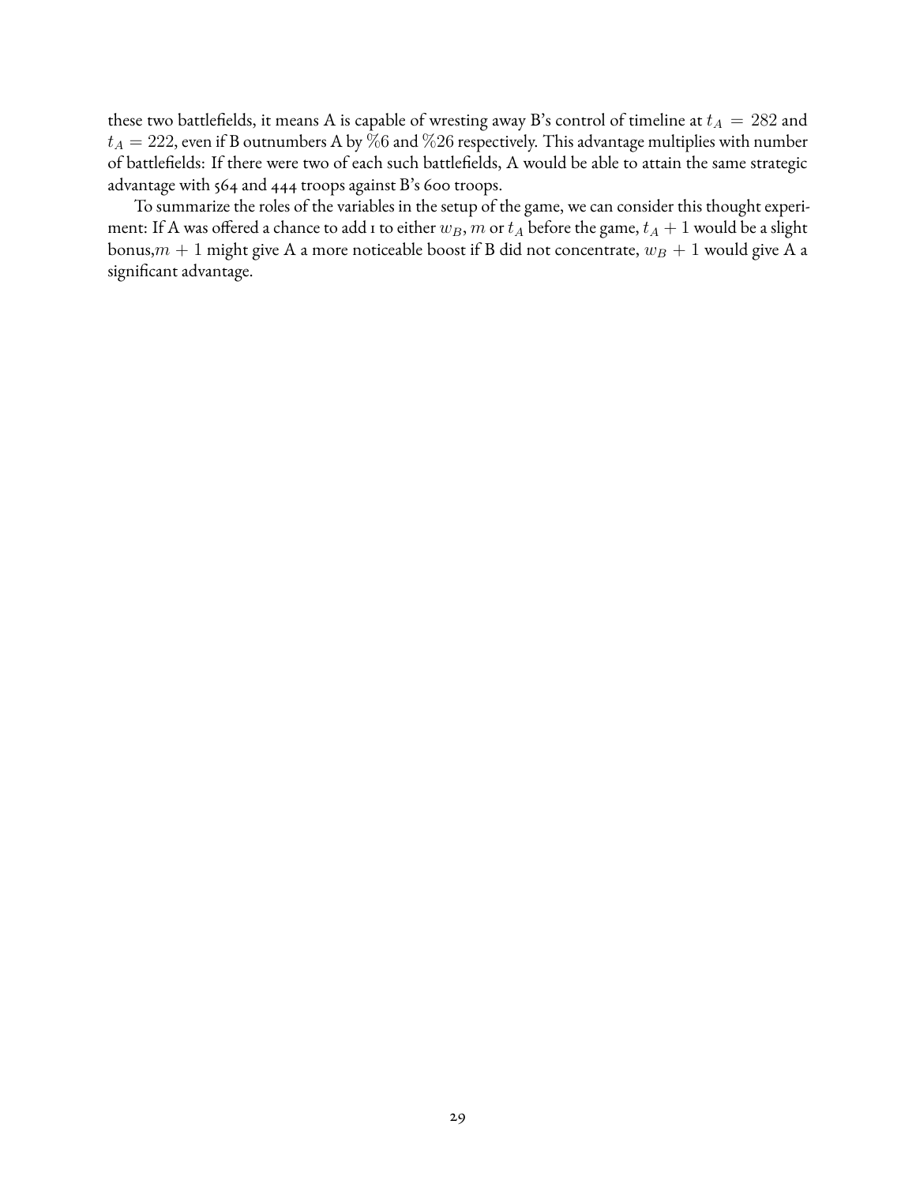these two battlefields, it means A is capable of wresting away B's control of timeline at $t_A = 282$ and $t_A = 222$, even if B outnumbers A by $\%6$ and $\%26$ respectively. This advantage multiplies with number of battlefields: If there were two of each such battlefields, A would be able to attain the same strategic advantage with 564 and 444 troops against B's 600 troops.

To summarize the roles of the variables in the setup of the game, we can consider this thought experiment: If A was offered a chance to add 1 to either $w_B$, $m$ or $t_A$ before the game, $t_A + 1$ would be a slight bonus, $m + 1$ might give A a more noticeable boost if B did not concentrate, $w_B + 1$ would give A a significant advantage.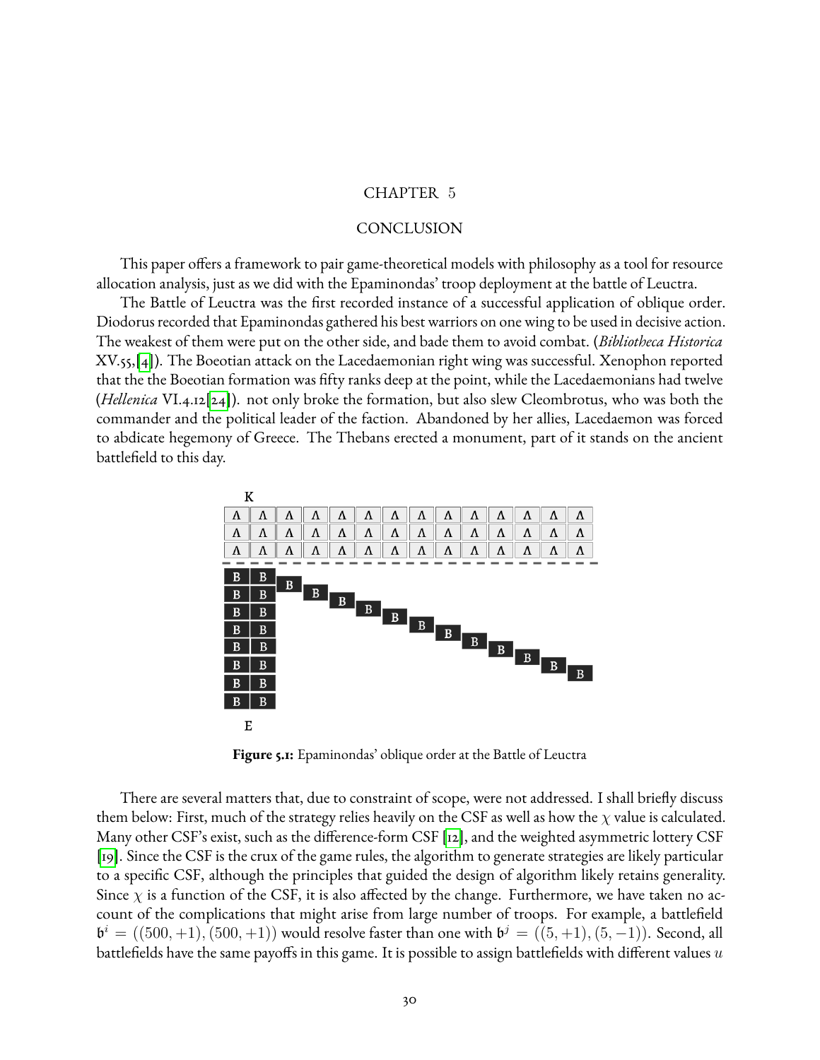# CHAPTER 5

## CONCLUSION

This paper offers a framework to pair game-theoretical models with philosophy as a tool for resource allocation analysis, just as we did with the Epaminondas' troop deployment at the battle of Leuctra.

The Battle of Leuctra was the first recorded instance of a successful application of oblique order. Diodorus recorded that Epaminondas gathered his best warriors on one wing to be used in decisive action. The weakest of them were put on the other side, and bade them to avoid combat. (*Bibliotheca Historica* XV.55,[4]). The Boeotian attack on the Lacedaemonian right wing was successful. Xenophon reported that the the Boeotian formation was fifty ranks deep at the point, while the Lacedaemonians had twelve (*Hellenica* VI.4.12[24]). not only broke the formation, but also slew Cleombrotus, who was both the commander and the political leader of the faction. Abandoned by her allies, Lacedaemon was forced to abdicate hegemony of Greece. The Thebans erected a monument, part of it stands on the ancient battlefield to this day.

**Figure 5.1:** Epaminondas' oblique order at the Battle of Leuctra

There are several matters that, due to constraint of scope, were not addressed. I shall briefly discuss them below: First, much of the strategy relies heavily on the CSF as well as how the $\chi$ value is calculated. Many other CSF's exist, such as the difference-form CSF [12], and the weighted asymmetric lottery CSF [19]. Since the CSF is the crux of the game rules, the algorithm to generate strategies are likely particular to a specific CSF, although the principles that guided the design of algorithm likely retains generality. Since $\chi$ is a function of the CSF, it is also affected by the change. Furthermore, we have taken no account of the complications that might arise from large number of troops. For example, a battlefield $\mathfrak{b}^i = ((500, +1), (500, +1))$ would resolve faster than one with $\mathfrak{b}^j = ((5, +1), (5, -1))$. Second, all battlefields have the same payoffs in this game. It is possible to assign battlefields with different values $u$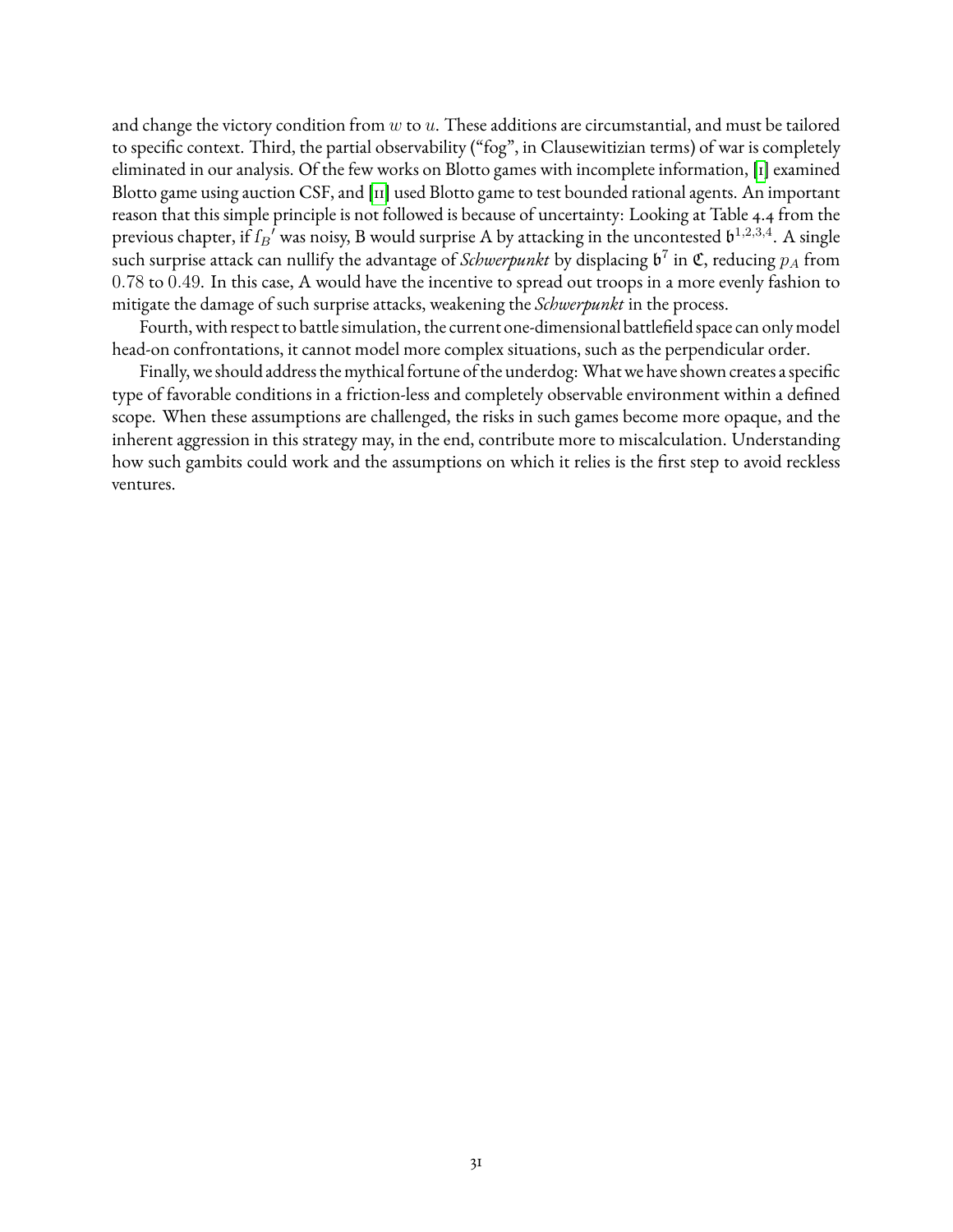and change the victory condition from $w$ to $u$. These additions are circumstantial, and must be tailored to specific context. Third, the partial observability ("fog", in Clausewitizian terms) of war is completely eliminated in our analysis. Of the few works on Blotto games with incomplete information, [1] examined Blotto game using auction CSF, and [11] used Blotto game to test bounded rational agents. An important reason that this simple principle is not followed is because of uncertainty: Looking at Table 4.4 from the previous chapter, if $\mathfrak{f}_B{}'$ was noisy, B would surprise A by attacking in the uncontested $\mathfrak{b}^{1,2,3,4}$. A single such surprise attack can nullify the advantage of *Schwerpunkt* by displacing $\mathfrak{b}^7$ in $\mathfrak{C}$, reducing $p_A$ from $0.78$ to $0.49$. In this case, A would have the incentive to spread out troops in a more evenly fashion to mitigate the damage of such surprise attacks, weakening the *Schwerpunkt* in the process.

Fourth, with respect to battle simulation, the current one-dimensional battlefield space can only model head-on confrontations, it cannot model more complex situations, such as the perpendicular order.

Finally, we should address the mythical fortune of the underdog: What we have shown creates a specific type of favorable conditions in a friction-less and completely observable environment within a defined scope. When these assumptions are challenged, the risks in such games become more opaque, and the inherent aggression in this strategy may, in the end, contribute more to miscalculation. Understanding how such gambits could work and the assumptions on which it relies is the first step to avoid reckless ventures.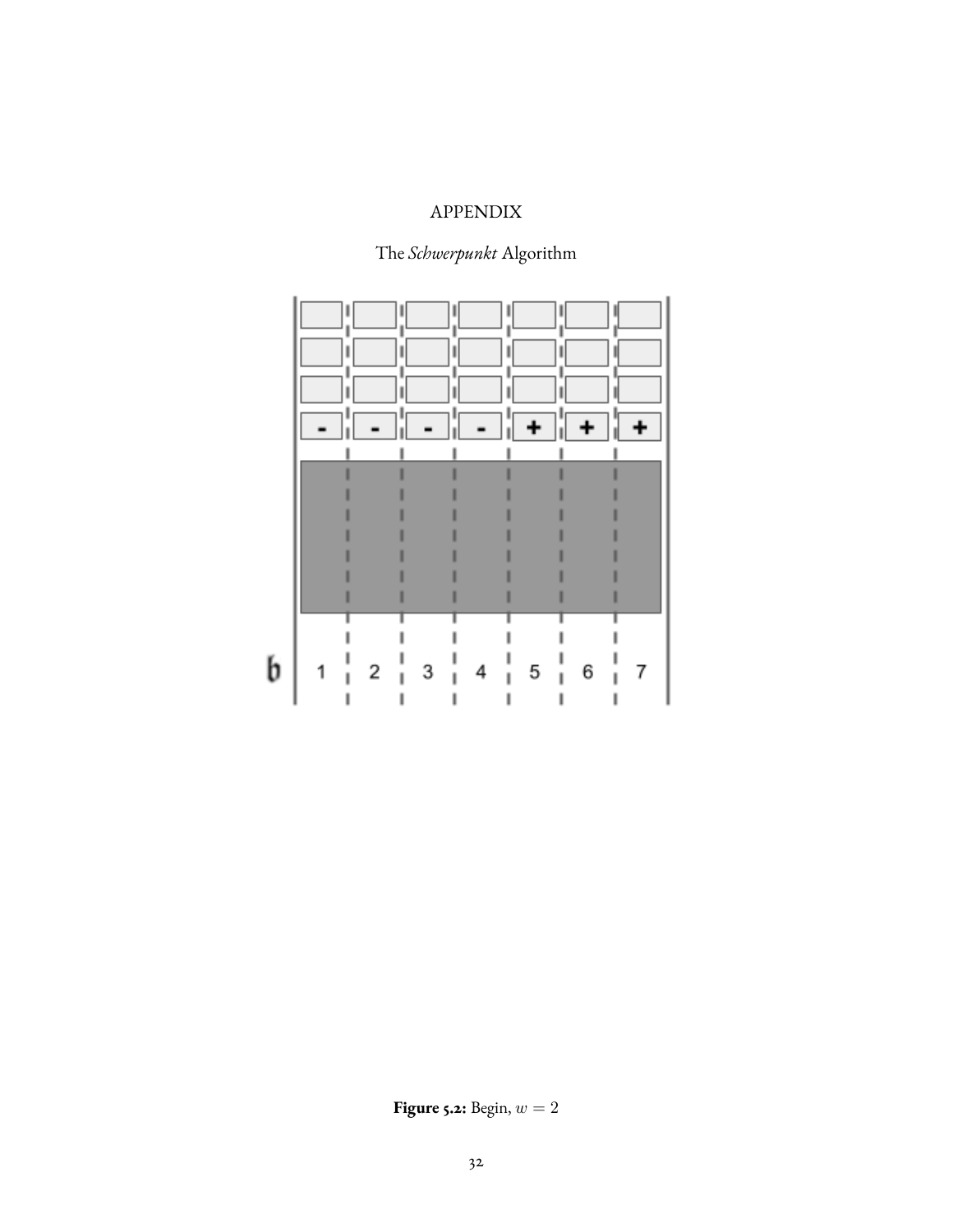# APPENDIX

## The *Schwerpunkt* Algorithm

**Figure 5.2:** Begin, $w = 2$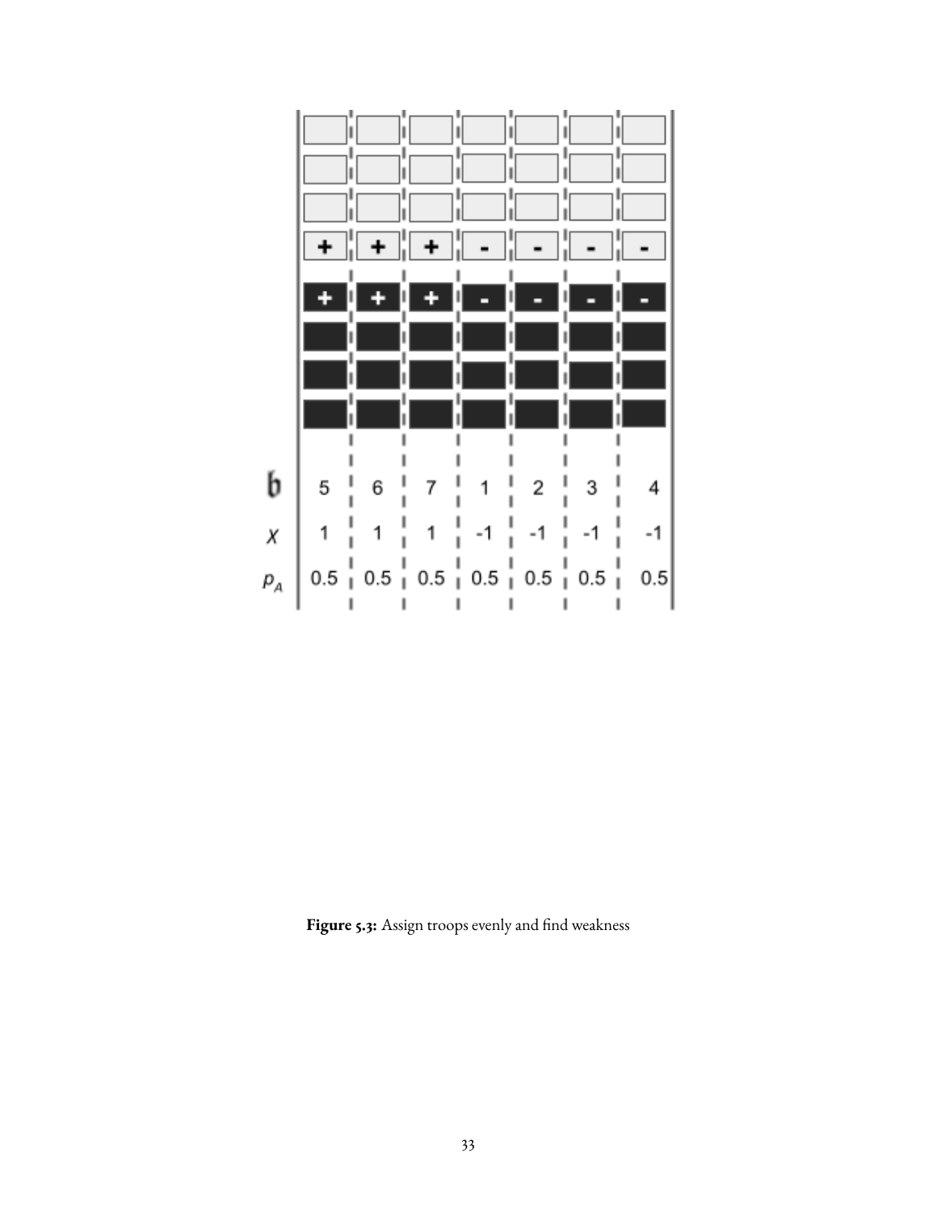| $\mathfrak{b}$ | 5 | 6 | 7 | 1 | 2 | 3 | 4 |
|---|---|---|---|---|---|---|---|
| $\chi$ | 1 | 1 | 1 | -1 | -1 | -1 | -1 |
| $p_A$ | 0.5 | 0.5 | 0.5 | 0.5 | 0.5 | 0.5 | 0.5 |

**Figure 5.3:** Assign troops evenly and find weakness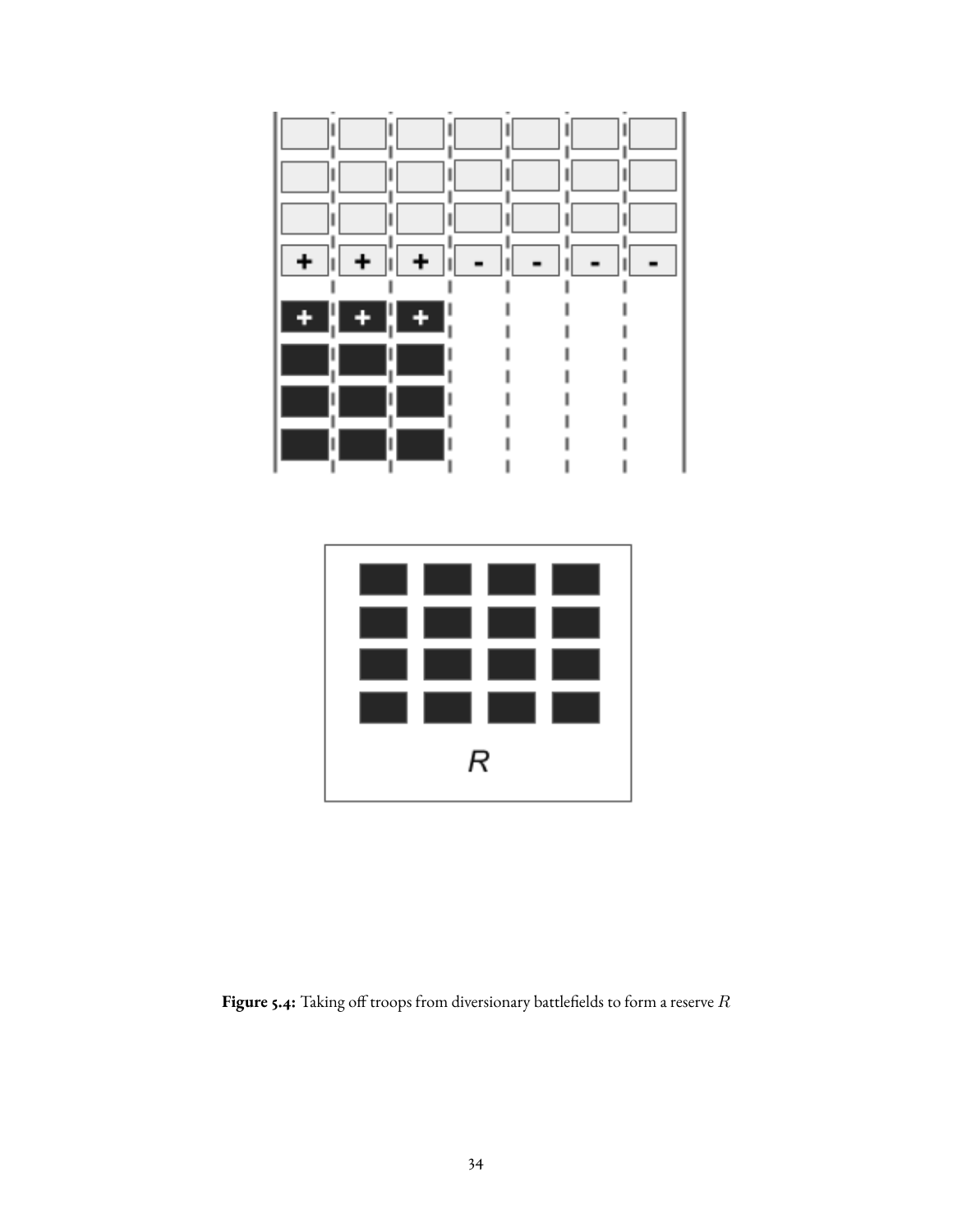**Figure 5.4:** Taking off troops from diversionary battlefields to form a reserve $R$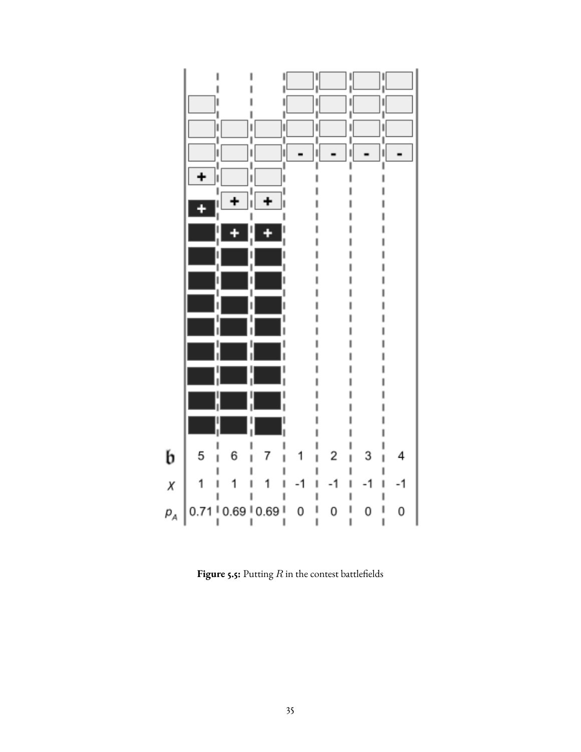| $\mathfrak{b}$ | 5 | 6 | 7 | 1 | 2 | 3 | 4 |
|---|---|---|---|---|---|---|---|
| $\chi$ | 1 | 1 | 1 | -1 | -1 | -1 | -1 |
| $p_A$ | 0.71 | 0.69 | 0.69 | 0 | 0 | 0 | 0 |

**Figure 5.5:** Putting $R$ in the contest battlefields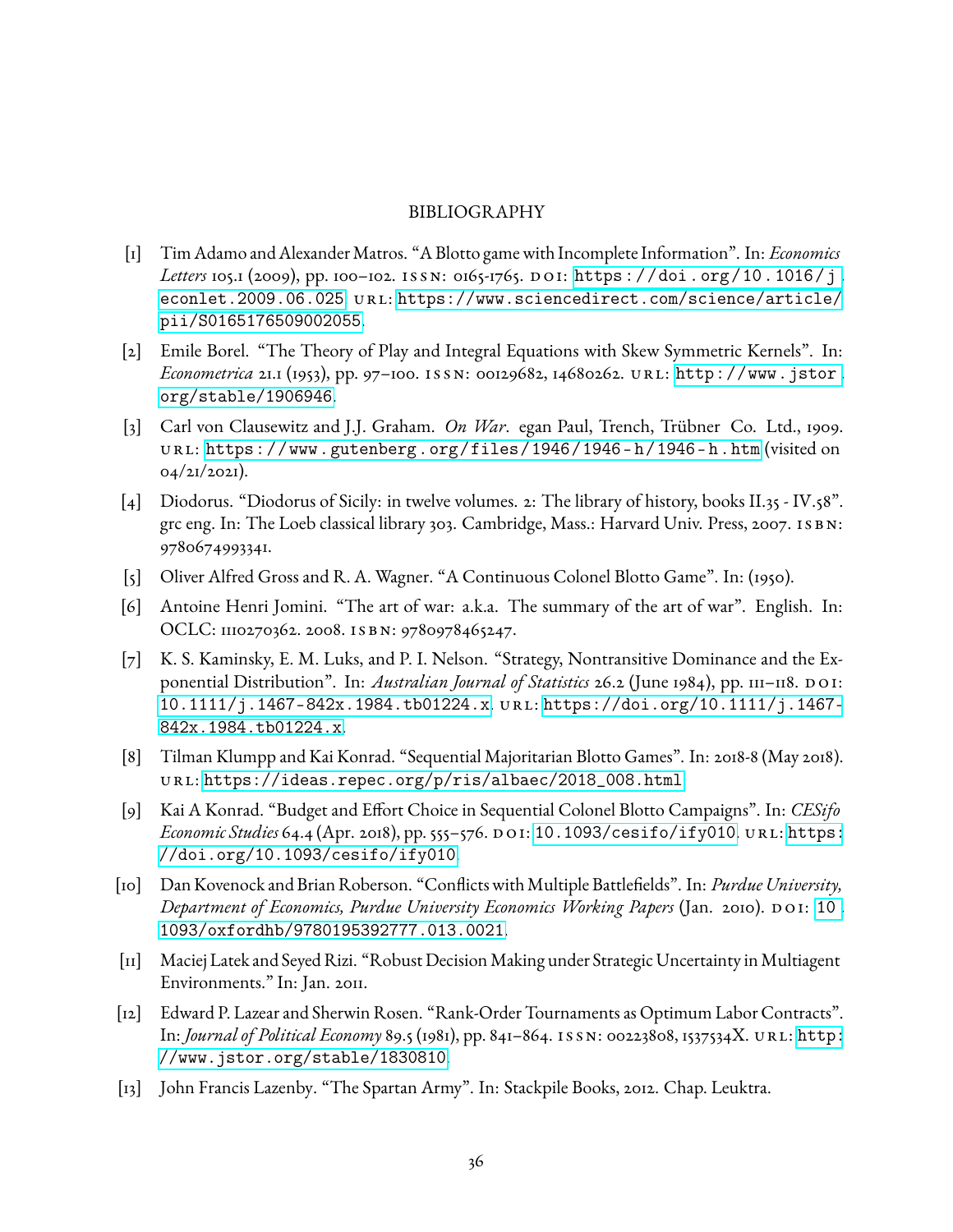# BIBLIOGRAPHY

[1] Tim Adamo and Alexander Matros. "A Blotto game with Incomplete Information". In: *Economics Letters* 105.1 (2009), pp. 100–102. ISSN: 0165-1765. DOI: https://doi.org/10.1016/j.econlet.2009.06.025. URL: https://www.sciencedirect.com/science/article/pii/S0165176509002055.

[2] Emile Borel. "The Theory of Play and Integral Equations with Skew Symmetric Kernels". In: *Econometrica* 21.1 (1953), pp. 97–100. ISSN: 00129682, 14680262. URL: http://www.jstor.org/stable/1906946.

[3] Carl von Clausewitz and J.J. Graham. *On War*. egan Paul, Trench, Trübner Co. Ltd., 1909. URL: https://www.gutenberg.org/files/1946/1946-h/1946-h.htm (visited on 04/21/2021).

[4] Diodorus. "Diodorus of Sicily: in twelve volumes. 2: The library of history, books II.35 - IV.58". grc eng. In: The Loeb classical library 303. Cambridge, Mass.: Harvard Univ. Press, 2007. ISBN: 9780674993341.

[5] Oliver Alfred Gross and R. A. Wagner. "A Continuous Colonel Blotto Game". In: (1950).

[6] Antoine Henri Jomini. "The art of war: a.k.a. The summary of the art of war". English. In: OCLC: 1110270362. 2008. ISBN: 9780978465247.

[7] K. S. Kaminsky, E. M. Luks, and P. I. Nelson. "Strategy, Nontransitive Dominance and the Exponential Distribution". In: *Australian Journal of Statistics* 26.2 (June 1984), pp. 111–118. DOI: 10.1111/j.1467-842x.1984.tb01224.x. URL: https://doi.org/10.1111/j.1467-842x.1984.tb01224.x.

[8] Tilman Klumpp and Kai Konrad. "Sequential Majoritarian Blotto Games". In: 2018-8 (May 2018). URL: https://ideas.repec.org/p/ris/albaec/2018_008.html.

[9] Kai A Konrad. "Budget and Effort Choice in Sequential Colonel Blotto Campaigns". In: *CESifo Economic Studies* 64.4 (Apr. 2018), pp. 555–576. DOI: 10.1093/cesifo/ify010. URL: https://doi.org/10.1093/cesifo/ify010.

[10] Dan Kovenock and Brian Roberson. "Conflicts with Multiple Battlefields". In: *Purdue University, Department of Economics, Purdue University Economics Working Papers* (Jan. 2010). DOI: 10.1093/oxfordhb/9780195392777.013.0021.

[11] Maciej Latek and Seyed Rizi. "Robust Decision Making under Strategic Uncertainty in Multiagent Environments." In: Jan. 2011.

[12] Edward P. Lazear and Sherwin Rosen. "Rank-Order Tournaments as Optimum Labor Contracts". In: *Journal of Political Economy* 89.5 (1981), pp. 841–864. ISSN: 00223808, 1537534X. URL: http://www.jstor.org/stable/1830810.

[13] John Francis Lazenby. "The Spartan Army". In: Stackpile Books, 2012. Chap. Leuktra.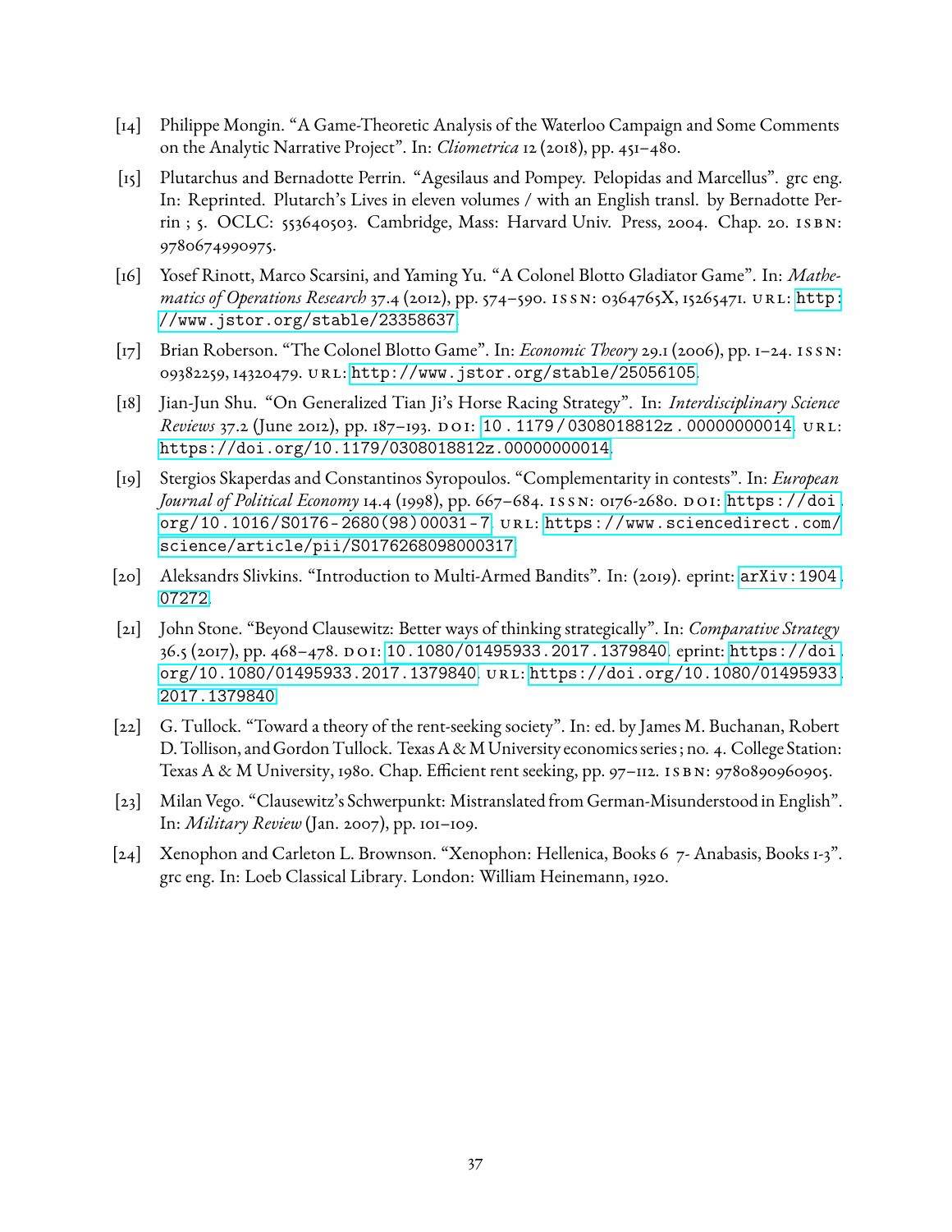[14] Philippe Mongin. “A Game-Theoretic Analysis of the Waterloo Campaign and Some Comments on the Analytic Narrative Project”. In: *Cliometrica* 12 (2018), pp. 451–480.

[15] Plutarchus and Bernadotte Perrin. “Agesilaus and Pompey. Pelopidas and Marcellus”. grc eng. In: Reprinted. Plutarch’s Lives in eleven volumes / with an English transl. by Bernadotte Perrin ; 5. OCLC: 553640503. Cambridge, Mass: Harvard Univ. Press, 2004. Chap. 20. ISBN: 9780674990975.

[16] Yosef Rinott, Marco Scarsini, and Yaming Yu. “A Colonel Blotto Gladiator Game”. In: *Mathematics of Operations Research* 37.4 (2012), pp. 574–590. ISSN: 0364765X, 15265471. URL: http://www.jstor.org/stable/23358637.

[17] Brian Roberson. “The Colonel Blotto Game”. In: *Economic Theory* 29.1 (2006), pp. 1–24. ISSN: 09382259, 14320479. URL: http://www.jstor.org/stable/25056105.

[18] Jian-Jun Shu. “On Generalized Tian Ji’s Horse Racing Strategy”. In: *Interdisciplinary Science Reviews* 37.2 (June 2012), pp. 187–193. DOI: 10.1179/0308018812z.00000000014. URL: https://doi.org/10.1179/0308018812z.00000000014.

[19] Stergios Skaperdas and Constantinos Syropoulos. “Complementarity in contests”. In: *European Journal of Political Economy* 14.4 (1998), pp. 667–684. ISSN: 0176-2680. DOI: https://doi.org/10.1016/S0176-2680(98)00031-7. URL: https://www.sciencedirect.com/science/article/pii/S0176268098000317.

[20] Aleksandrs Slivkins. “Introduction to Multi-Armed Bandits”. In: (2019). eprint: arXiv:1904.07272.

[21] John Stone. “Beyond Clausewitz: Better ways of thinking strategically”. In: *Comparative Strategy* 36.5 (2017), pp. 468–478. DOI: 10.1080/01495933.2017.1379840. eprint: https://doi.org/10.1080/01495933.2017.1379840. URL: https://doi.org/10.1080/01495933.2017.1379840.

[22] G. Tullock. “Toward a theory of the rent-seeking society”. In: ed. by James M. Buchanan, Robert D. Tollison, and Gordon Tullock. Texas A & M University economics series ; no. 4. College Station: Texas A & M University, 1980. Chap. Efficient rent seeking, pp. 97–112. ISBN: 9780890960905.

[23] Milan Vego. “Clausewitz’s Schwerpunkt: Mistranslated from German-Misunderstood in English”. In: *Military Review* (Jan. 2007), pp. 101–109.

[24] Xenophon and Carleton L. Brownson. “Xenophon: Hellenica, Books 6 7- Anabasis, Books 1-3”. grc eng. In: Loeb Classical Library. London: William Heinemann, 1920.